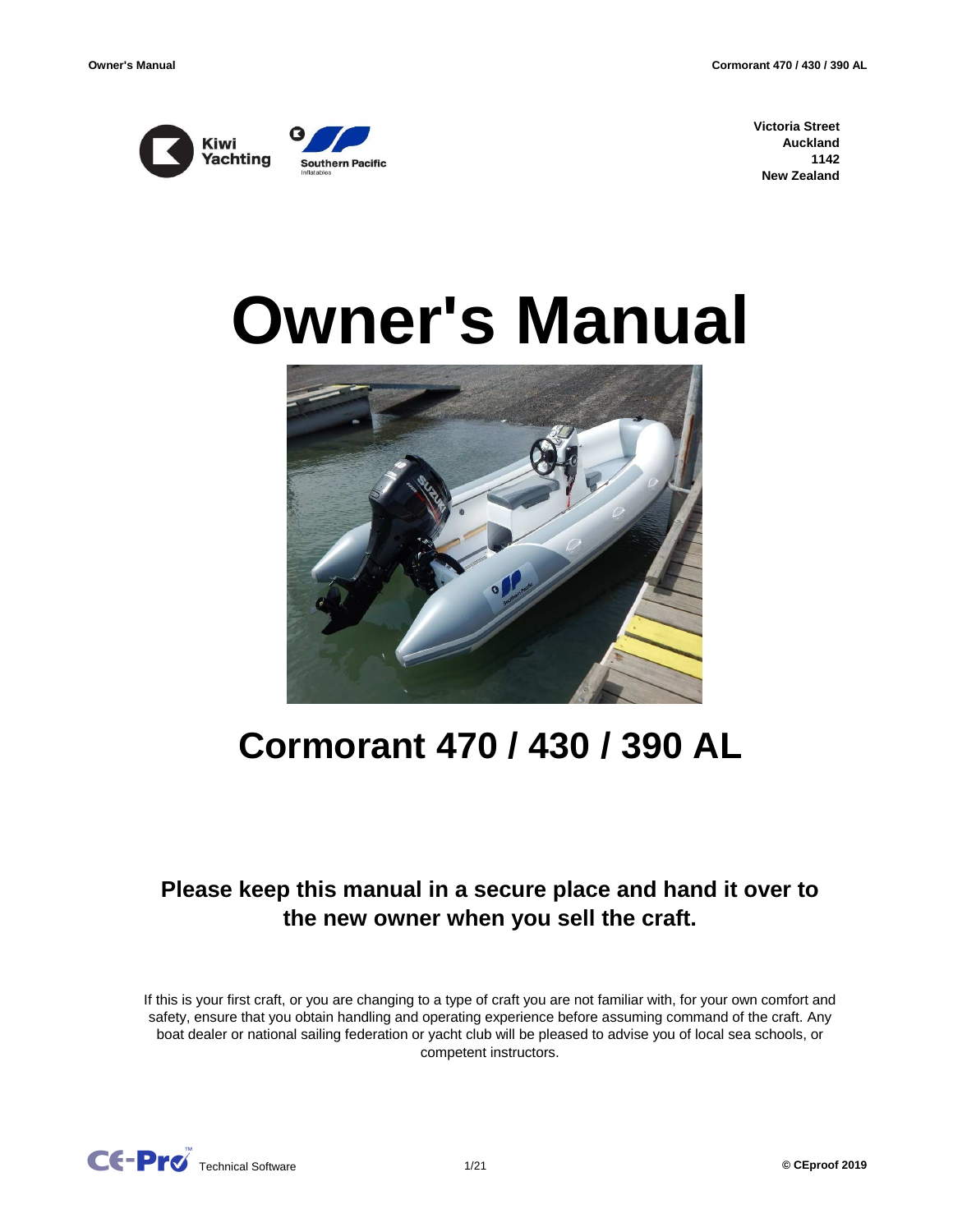Kiwi Yachting

Southern Pacific Inflatables

**Victoria Street**
**Auckland**
**1142**
**New Zealand**

# Owner's Manual

## Cormorant 470 / 430 / 390 AL

**Please keep this manual in a secure place and hand it over to the new owner when you sell the craft.**

If this is your first craft, or you are changing to a type of craft you are not familiar with, for your own comfort and safety, ensure that you obtain handling and operating experience before assuming command of the craft. Any boat dealer or national sailing federation or yacht club will be pleased to advise you of local sea schools, or competent instructors.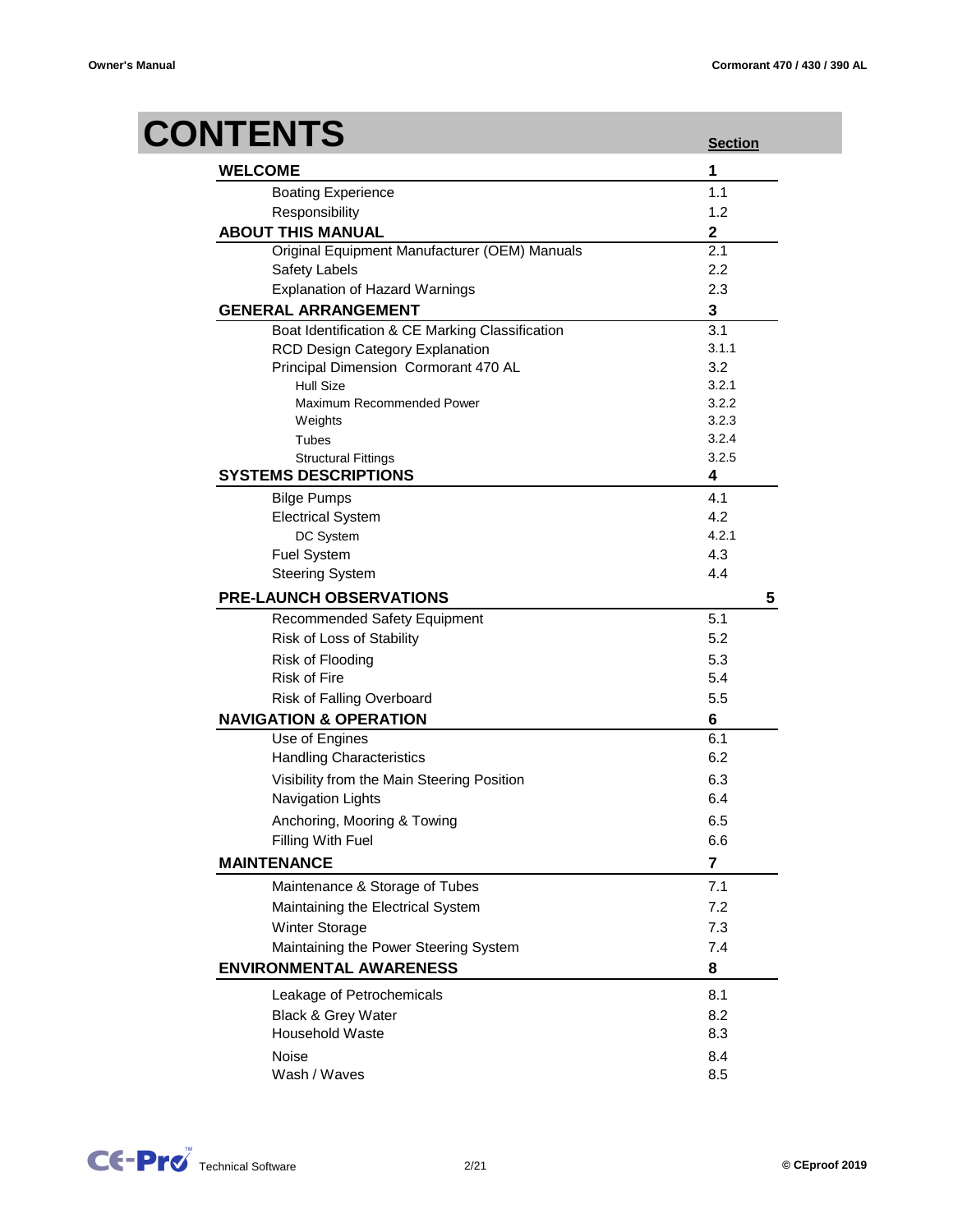# CONTENTS

| | Section |
|---|---|
| **WELCOME** | **1** |
| Boating Experience | 1.1 |
| Responsibility | 1.2 |
| **ABOUT THIS MANUAL** | **2** |
| Original Equipment Manufacturer (OEM) Manuals | 2.1 |
| Safety Labels | 2.2 |
| Explanation of Hazard Warnings | 2.3 |
| **GENERAL ARRANGEMENT** | **3** |
| Boat Identification & CE Marking Classification | 3.1 |
| RCD Design Category Explanation | 3.1.1 |
| Principal Dimension Cormorant 470 AL | 3.2 |
| Hull Size | 3.2.1 |
| Maximum Recommended Power | 3.2.2 |
| Weights | 3.2.3 |
| Tubes | 3.2.4 |
| Structural Fittings | 3.2.5 |
| **SYSTEMS DESCRIPTIONS** | **4** |
| Bilge Pumps | 4.1 |
| Electrical System | 4.2 |
| DC System | 4.2.1 |
| Fuel System | 4.3 |
| Steering System | 4.4 |
| **PRE-LAUNCH OBSERVATIONS** | **5** |
| Recommended Safety Equipment | 5.1 |
| Risk of Loss of Stability | 5.2 |
| Risk of Flooding | 5.3 |
| Risk of Fire | 5.4 |
| Risk of Falling Overboard | 5.5 |
| **NAVIGATION & OPERATION** | **6** |
| Use of Engines | 6.1 |
| Handling Characteristics | 6.2 |
| Visibility from the Main Steering Position | 6.3 |
| Navigation Lights | 6.4 |
| Anchoring, Mooring & Towing | 6.5 |
| Filling With Fuel | 6.6 |
| **MAINTENANCE** | **7** |
| Maintenance & Storage of Tubes | 7.1 |
| Maintaining the Electrical System | 7.2 |
| Winter Storage | 7.3 |
| Maintaining the Power Steering System | 7.4 |
| **ENVIRONMENTAL AWARENESS** | **8** |
| Leakage of Petrochemicals | 8.1 |
| Black & Grey Water | 8.2 |
| Household Waste | 8.3 |
| Noise | 8.4 |
| Wash / Waves | 8.5 |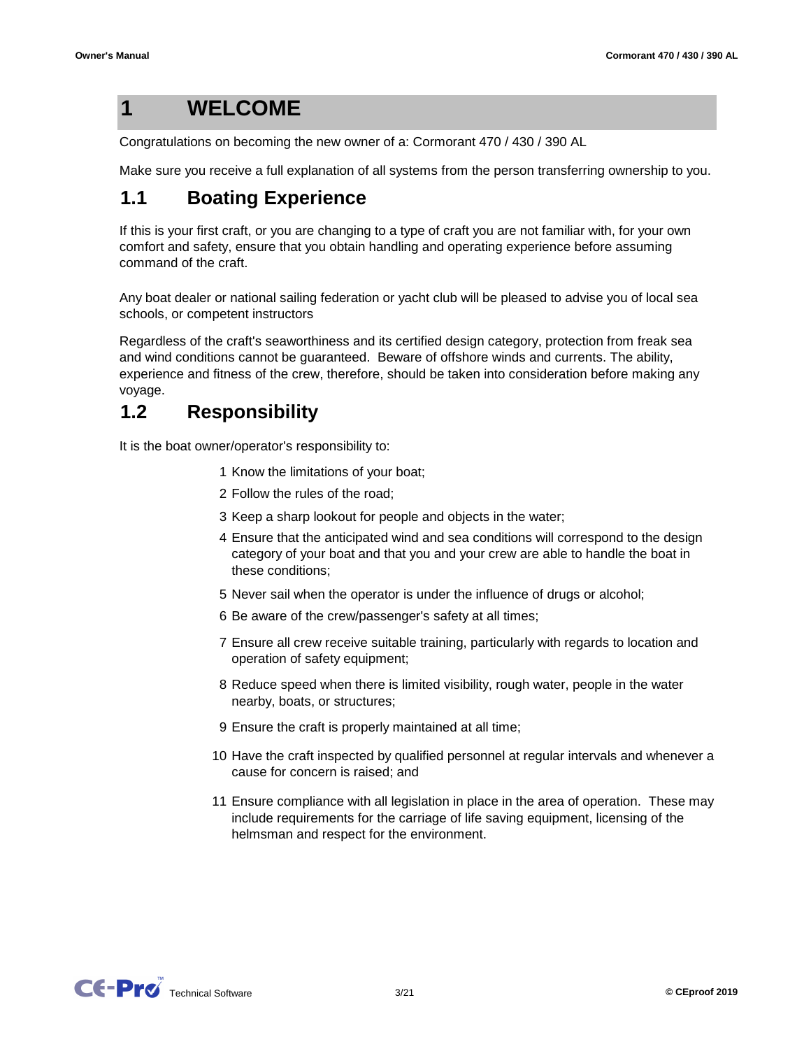# 1 WELCOME

Congratulations on becoming the new owner of a: Cormorant 470 / 430 / 390 AL

Make sure you receive a full explanation of all systems from the person transferring ownership to you.

## 1.1 Boating Experience

If this is your first craft, or you are changing to a type of craft you are not familiar with, for your own comfort and safety, ensure that you obtain handling and operating experience before assuming command of the craft.

Any boat dealer or national sailing federation or yacht club will be pleased to advise you of local sea schools, or competent instructors

Regardless of the craft's seaworthiness and its certified design category, protection from freak sea and wind conditions cannot be guaranteed. Beware of offshore winds and currents. The ability, experience and fitness of the crew, therefore, should be taken into consideration before making any voyage.

## 1.2 Responsibility

It is the boat owner/operator's responsibility to:

1. Know the limitations of your boat;
2. Follow the rules of the road;
3. Keep a sharp lookout for people and objects in the water;
4. Ensure that the anticipated wind and sea conditions will correspond to the design category of your boat and that you and your crew are able to handle the boat in these conditions;
5. Never sail when the operator is under the influence of drugs or alcohol;
6. Be aware of the crew/passenger's safety at all times;
7. Ensure all crew receive suitable training, particularly with regards to location and operation of safety equipment;
8. Reduce speed when there is limited visibility, rough water, people in the water nearby, boats, or structures;
9. Ensure the craft is properly maintained at all time;
10. Have the craft inspected by qualified personnel at regular intervals and whenever a cause for concern is raised; and
11. Ensure compliance with all legislation in place in the area of operation. These may include requirements for the carriage of life saving equipment, licensing of the helmsman and respect for the environment.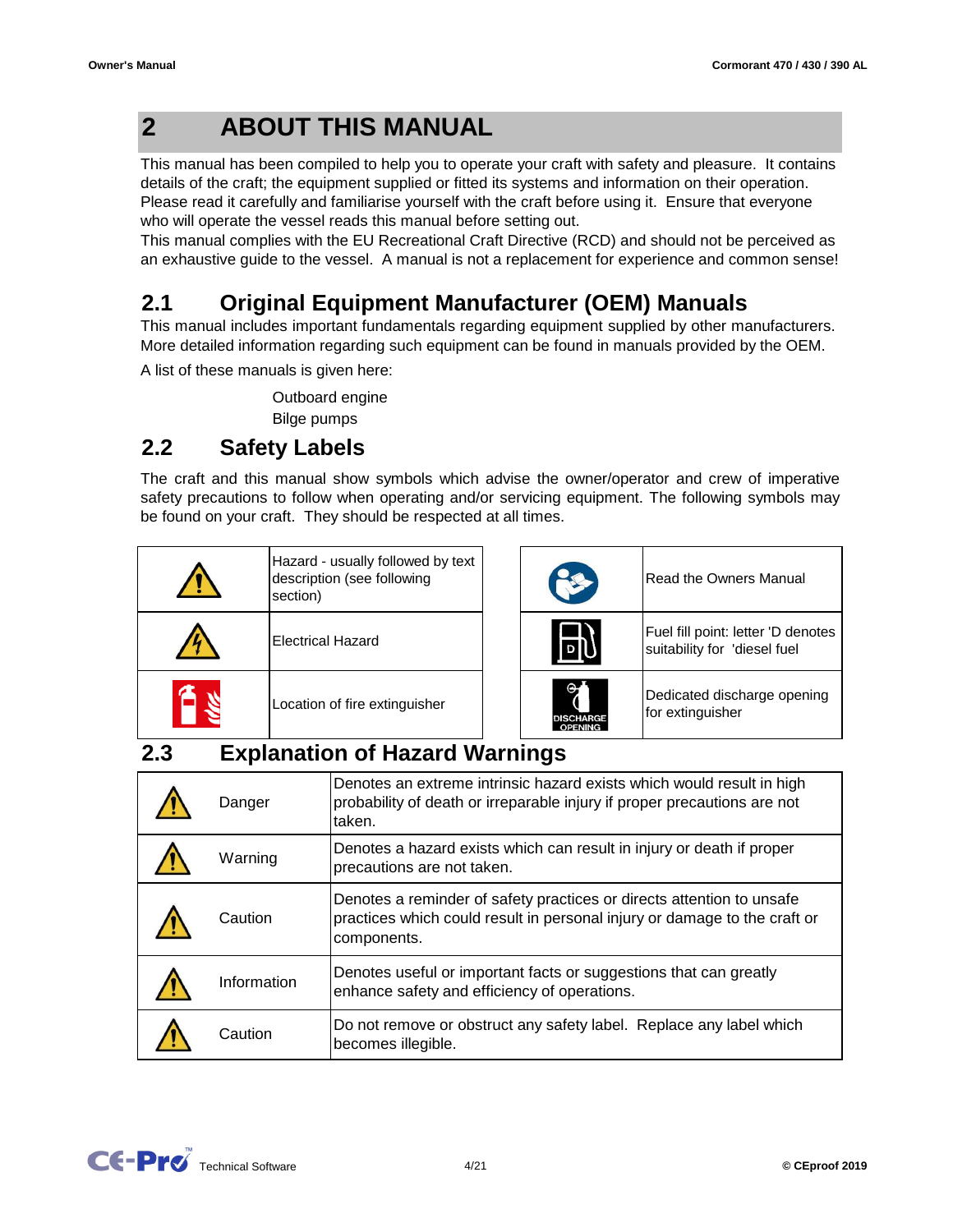## 2 ABOUT THIS MANUAL

This manual has been compiled to help you to operate your craft with safety and pleasure. It contains details of the craft; the equipment supplied or fitted its systems and information on their operation. Please read it carefully and familiarise yourself with the craft before using it. Ensure that everyone who will operate the vessel reads this manual before setting out.

This manual complies with the EU Recreational Craft Directive (RCD) and should not be perceived as an exhaustive guide to the vessel. A manual is not a replacement for experience and common sense!

### 2.1 Original Equipment Manufacturer (OEM) Manuals

This manual includes important fundamentals regarding equipment supplied by other manufacturers. More detailed information regarding such equipment can be found in manuals provided by the OEM.

A list of these manuals is given here:

- Outboard engine
- Bilge pumps

### 2.2 Safety Labels

The craft and this manual show symbols which advise the owner/operator and crew of imperative safety precautions to follow when operating and/or servicing equipment. The following symbols may be found on your craft. They should be respected at all times.

| Symbol | Meaning |
| --- | --- |
| | Hazard - usually followed by text description (see following section) |
| | Electrical Hazard |
| | Location of fire extinguisher |
| | Read the Owners Manual |
| D | Fuel fill point: letter 'D denotes suitability for 'diesel fuel |
| DISCHARGE OPENING | Dedicated discharge opening for extinguisher |

### 2.3 Explanation of Hazard Warnings

| | | |
| --- | --- | --- |
| | Danger | Denotes an extreme intrinsic hazard exists which would result in high probability of death or irreparable injury if proper precautions are not taken. |
| | Warning | Denotes a hazard exists which can result in injury or death if proper precautions are not taken. |
| | Caution | Denotes a reminder of safety practices or directs attention to unsafe practices which could result in personal injury or damage to the craft or components. |
| | Information | Denotes useful or important facts or suggestions that can greatly enhance safety and efficiency of operations. |
| | Caution | Do not remove or obstruct any safety label. Replace any label which becomes illegible. |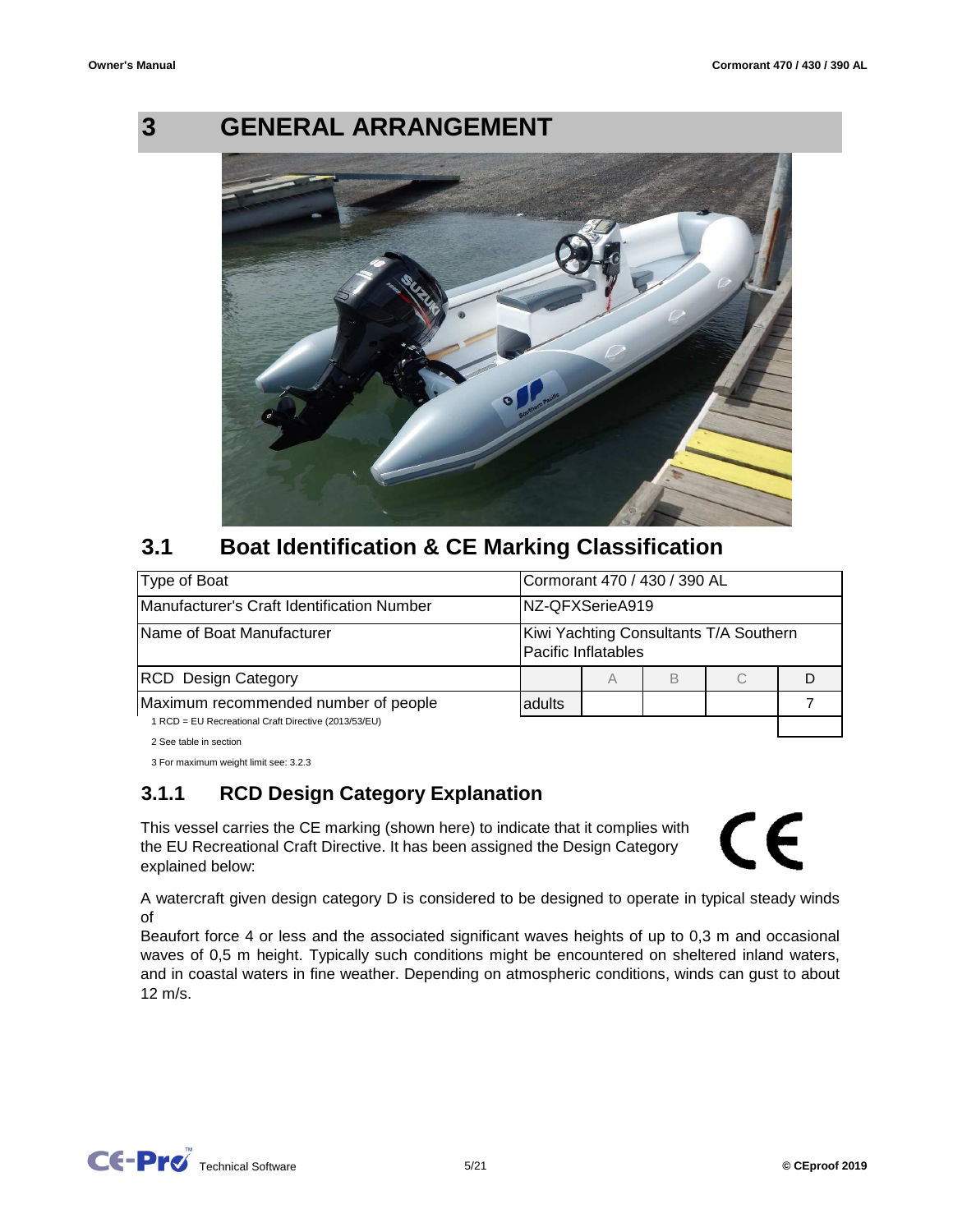# 3 GENERAL ARRANGEMENT

## 3.1 Boat Identification & CE Marking Classification

| Type of Boat | Cormorant 470 / 430 / 390 AL | | | | |
|---|---|---|---|---|---|
| Manufacturer's Craft Identification Number | NZ-QFXSerieA919 | | | | |
| Name of Boat Manufacturer | Kiwi Yachting Consultants T/A Southern Pacific Inflatables | | | | |
| RCD Design Category | | A | B | C | D |
| Maximum recommended number of people | adults | | | | 7 |

1 RCD = EU Recreational Craft Directive (2013/53/EU)

2 See table in section

3 For maximum weight limit see: 3.2.3

### 3.1.1 RCD Design Category Explanation

This vessel carries the CE marking (shown here) to indicate that it complies with the EU Recreational Craft Directive. It has been assigned the Design Category explained below:

A watercraft given design category D is considered to be designed to operate in typical steady winds of

Beaufort force 4 or less and the associated significant waves heights of up to 0,3 m and occasional waves of 0,5 m height. Typically such conditions might be encountered on sheltered inland waters, and in coastal waters in fine weather. Depending on atmospheric conditions, winds can gust to about 12 m/s.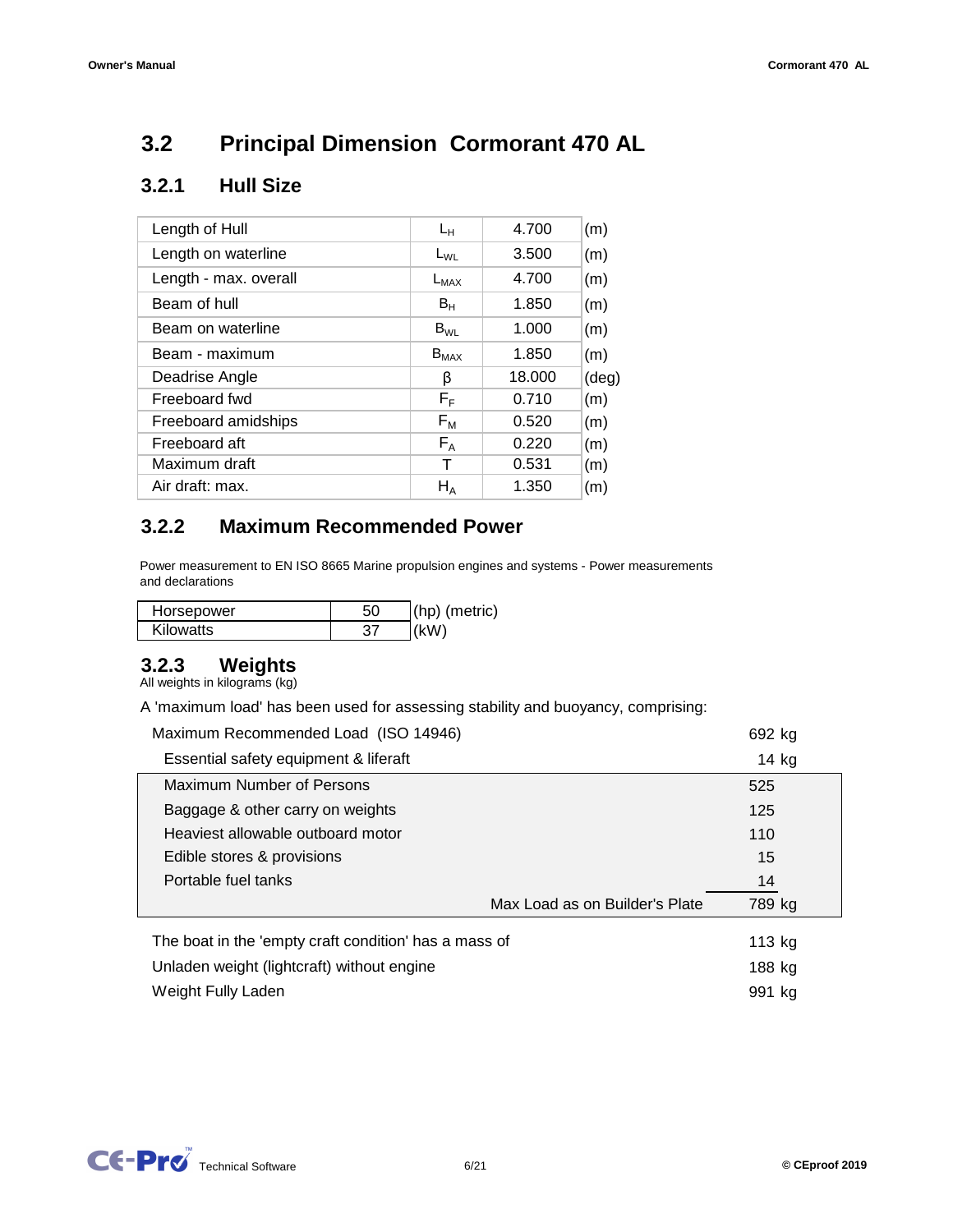## 3.2 Principal Dimension Cormorant 470 AL

### 3.2.1 Hull Size

| | | | |
|---|---|---|---|
| Length of Hull | $L_H$ | 4.700 | (m) |
| Length on waterline | $L_{WL}$ | 3.500 | (m) |
| Length - max. overall | $L_{MAX}$ | 4.700 | (m) |
| Beam of hull | $B_H$ | 1.850 | (m) |
| Beam on waterline | $B_{WL}$ | 1.000 | (m) |
| Beam - maximum | $B_{MAX}$ | 1.850 | (m) |
| Deadrise Angle | $\beta$ | 18.000 | (deg) |
| Freeboard fwd | $F_F$ | 0.710 | (m) |
| Freeboard amidships | $F_M$ | 0.520 | (m) |
| Freeboard aft | $F_A$ | 0.220 | (m) |
| Maximum draft | T | 0.531 | (m) |
| Air draft: max. | $H_A$ | 1.350 | (m) |

### 3.2.2 Maximum Recommended Power

Power measurement to EN ISO 8665 Marine propulsion engines and systems - Power measurements and declarations

| | | |
|---|---|---|
| Horsepower | 50 | (hp) (metric) |
| Kilowatts | 37 | (kW) |

### 3.2.3 Weights

All weights in kilograms (kg)

A 'maximum load' has been used for assessing stability and buoyancy, comprising:

| | |
|---|---|
| Maximum Recommended Load (ISO 14946) | 692 kg |
| Essential safety equipment & liferaft | 14 kg |
| Maximum Number of Persons | 525 |
| Baggage & other carry on weights | 125 |
| Heaviest allowable outboard motor | 110 |
| Edible stores & provisions | 15 |
| Portable fuel tanks | 14 |
| Max Load as on Builder's Plate | 789 kg |

| | |
|---|---|
| The boat in the 'empty craft condition' has a mass of | 113 kg |
| Unladen weight (lightcraft) without engine | 188 kg |
| Weight Fully Laden | 991 kg |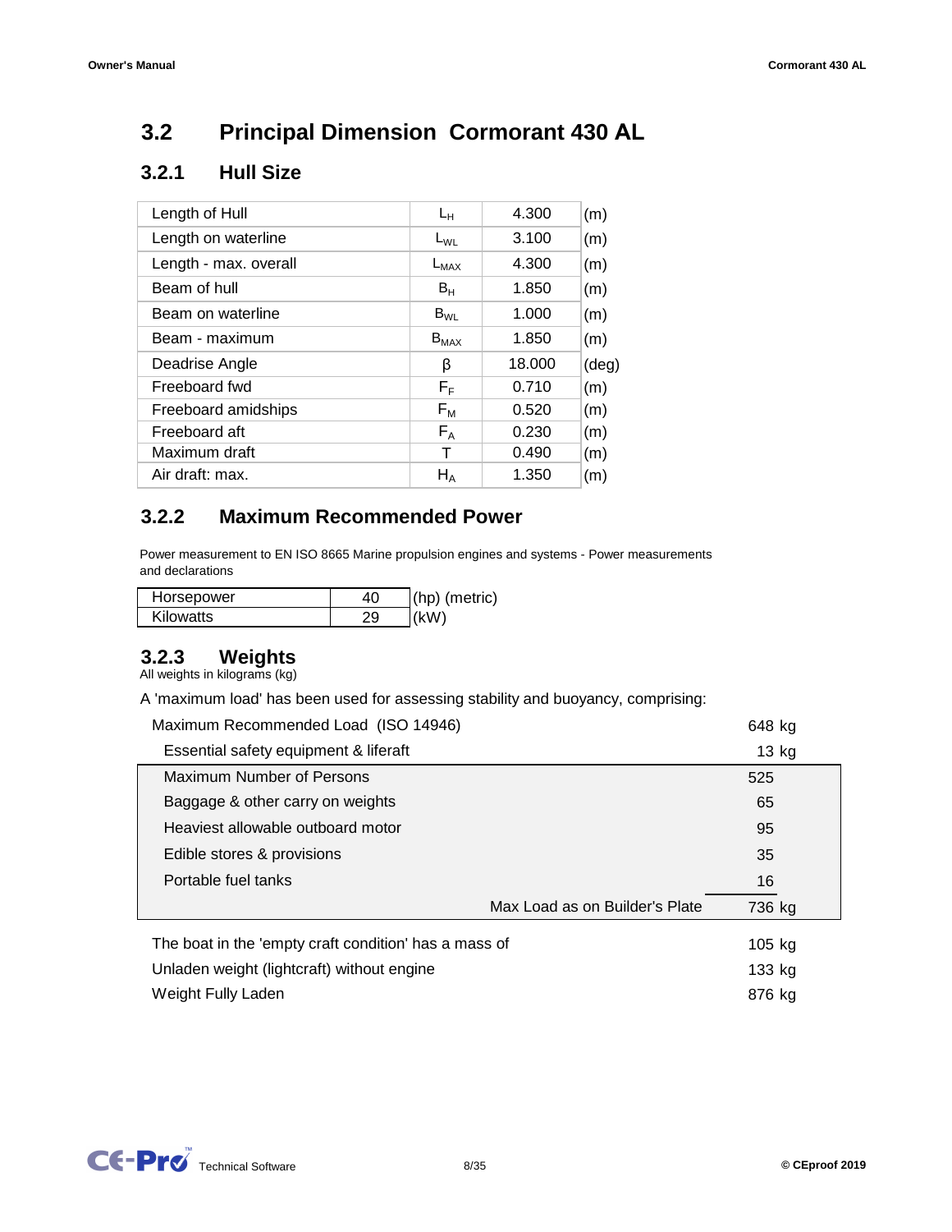## 3.2 Principal Dimension Cormorant 430 AL

### 3.2.1 Hull Size

| | | | |
|---|---|---|---|
| Length of Hull | $L_H$ | 4.300 | (m) |
| Length on waterline | $L_{WL}$ | 3.100 | (m) |
| Length - max. overall | $L_{MAX}$ | 4.300 | (m) |
| Beam of hull | $B_H$ | 1.850 | (m) |
| Beam on waterline | $B_{WL}$ | 1.000 | (m) |
| Beam - maximum | $B_{MAX}$ | 1.850 | (m) |
| Deadrise Angle | $\beta$ | 18.000 | (deg) |
| Freeboard fwd | $F_F$ | 0.710 | (m) |
| Freeboard amidships | $F_M$ | 0.520 | (m) |
| Freeboard aft | $F_A$ | 0.230 | (m) |
| Maximum draft | T | 0.490 | (m) |
| Air draft: max. | $H_A$ | 1.350 | (m) |

### 3.2.2 Maximum Recommended Power

Power measurement to EN ISO 8665 Marine propulsion engines and systems - Power measurements and declarations

| | | |
|---|---|---|
| Horsepower | 40 | (hp) (metric) |
| Kilowatts | 29 | (kW) |

### 3.2.3 Weights

All weights in kilograms (kg)

A 'maximum load' has been used for assessing stability and buoyancy, comprising:

| | |
|---|---|
| Maximum Recommended Load (ISO 14946) | 648 kg |
| Essential safety equipment & liferaft | 13 kg |
| Maximum Number of Persons | 525 |
| Baggage & other carry on weights | 65 |
| Heaviest allowable outboard motor | 95 |
| Edible stores & provisions | 35 |
| Portable fuel tanks | 16 |
| Max Load as on Builder's Plate | 736 kg |

| | |
|---|---|
| The boat in the 'empty craft condition' has a mass of | 105 kg |
| Unladen weight (lightcraft) without engine | 133 kg |
| Weight Fully Laden | 876 kg |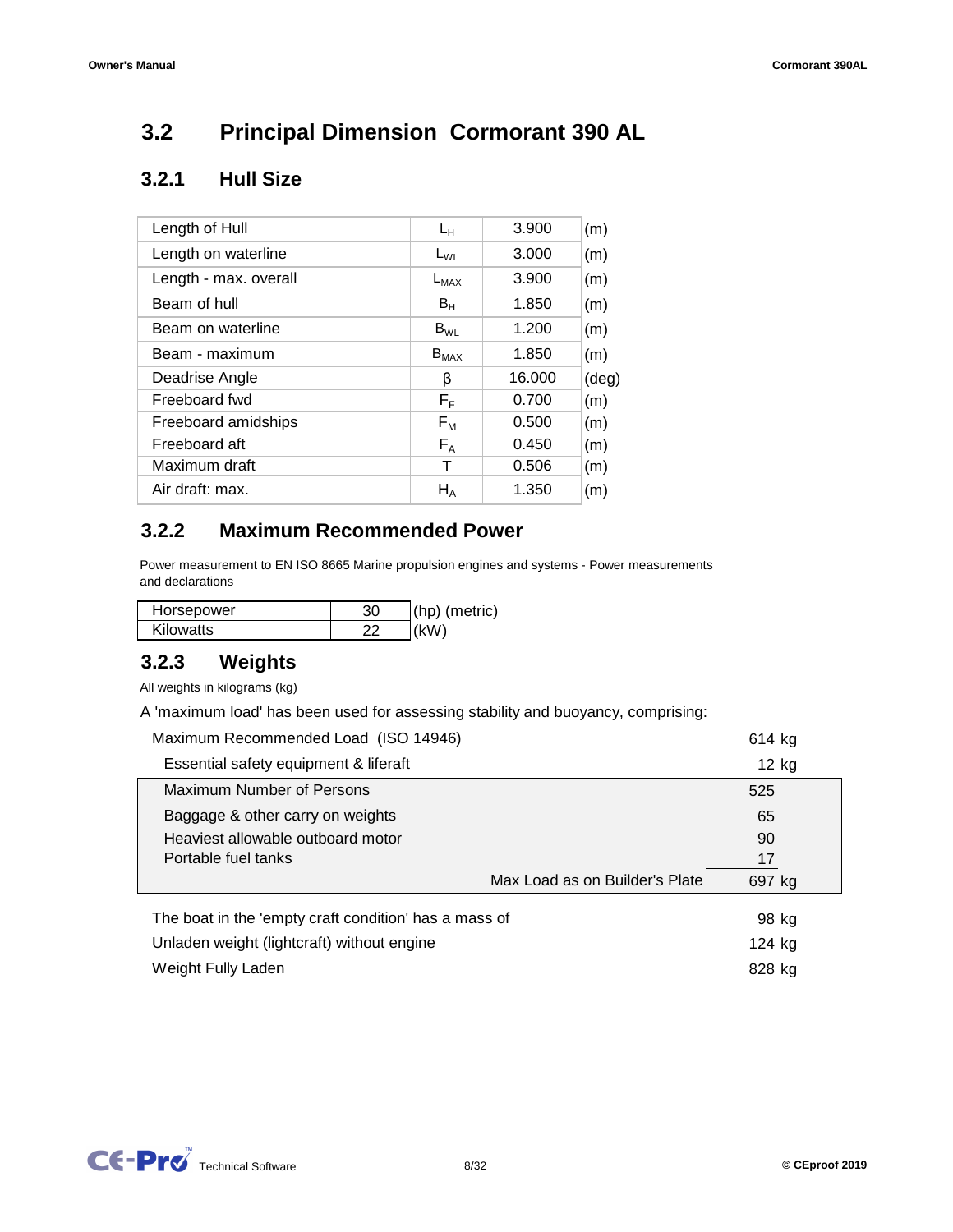## 3.2 Principal Dimension Cormorant 390 AL

### 3.2.1 Hull Size

| | | | |
|---|---|---|---|
| Length of Hull | $L_H$ | 3.900 | (m) |
| Length on waterline | $L_{WL}$ | 3.000 | (m) |
| Length - max. overall | $L_{MAX}$ | 3.900 | (m) |
| Beam of hull | $B_H$ | 1.850 | (m) |
| Beam on waterline | $B_{WL}$ | 1.200 | (m) |
| Beam - maximum | $B_{MAX}$ | 1.850 | (m) |
| Deadrise Angle | $\beta$ | 16.000 | (deg) |
| Freeboard fwd | $F_F$ | 0.700 | (m) |
| Freeboard amidships | $F_M$ | 0.500 | (m) |
| Freeboard aft | $F_A$ | 0.450 | (m) |
| Maximum draft | T | 0.506 | (m) |
| Air draft: max. | $H_A$ | 1.350 | (m) |

### 3.2.2 Maximum Recommended Power

Power measurement to EN ISO 8665 Marine propulsion engines and systems - Power measurements and declarations

| | | |
|---|---|---|
| Horsepower | 30 | (hp) (metric) |
| Kilowatts | 22 | (kW) |

### 3.2.3 Weights

All weights in kilograms (kg)

A 'maximum load' has been used for assessing stability and buoyancy, comprising:

| | |
|---|---|
| Maximum Recommended Load (ISO 14946) | 614 kg |
| Essential safety equipment & liferaft | 12 kg |
| Maximum Number of Persons | 525 |
| Baggage & other carry on weights | 65 |
| Heaviest allowable outboard motor | 90 |
| Portable fuel tanks | 17 |
| Max Load as on Builder's Plate | 697 kg |

| | |
|---|---|
| The boat in the 'empty craft condition' has a mass of | 98 kg |
| Unladen weight (lightcraft) without engine | 124 kg |
| Weight Fully Laden | 828 kg |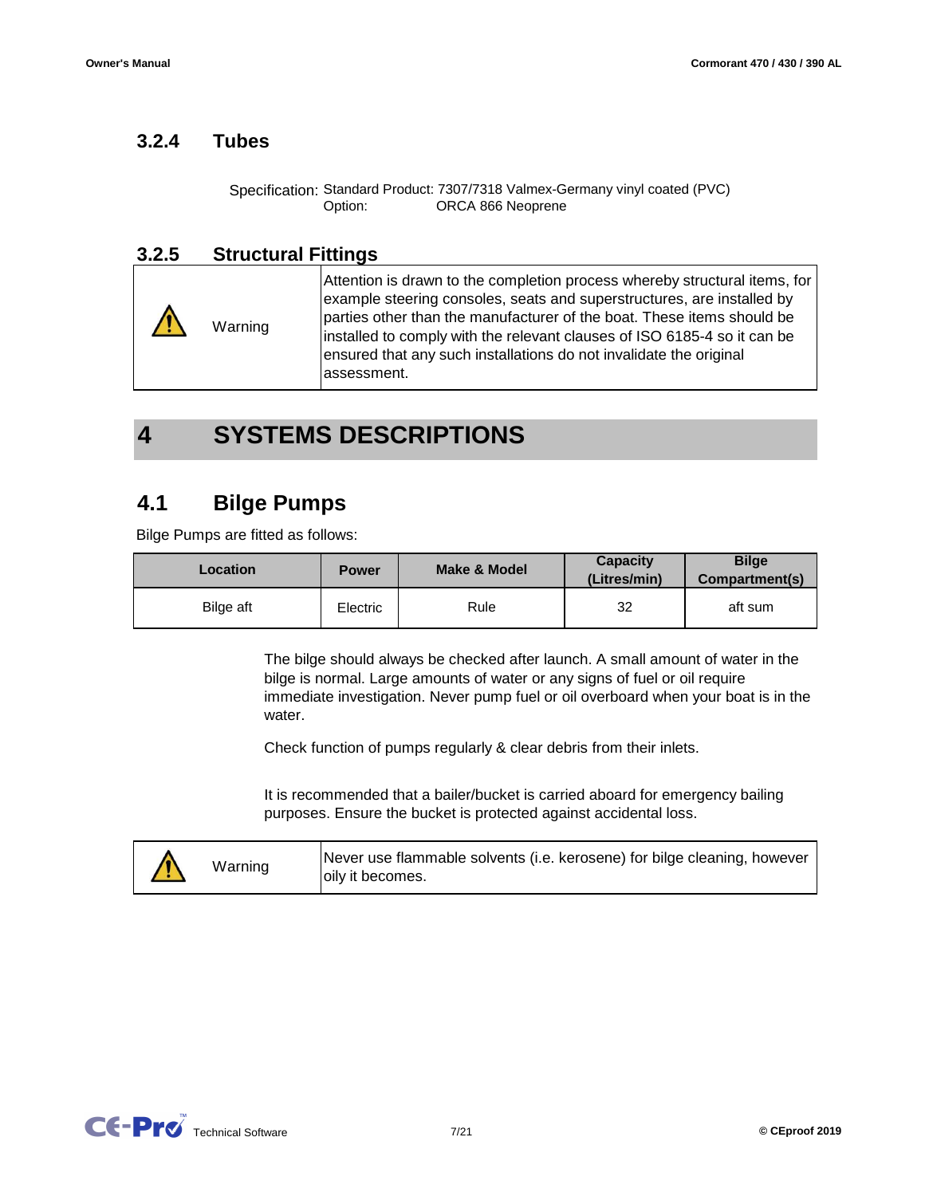### 3.2.4 Tubes

Specification: Standard Product: 7307/7318 Valmex-Germany vinyl coated (PVC)
Option: ORCA 866 Neoprene

### 3.2.5 Structural Fittings

| ⚠ Warning | Attention is drawn to the completion process whereby structural items, for example steering consoles, seats and superstructures, are installed by parties other than the manufacturer of the boat. These items should be installed to comply with the relevant clauses of ISO 6185-4 so it can be ensured that any such installations do not invalidate the original assessment. |
|---|---|

# 4 SYSTEMS DESCRIPTIONS

## 4.1 Bilge Pumps

Bilge Pumps are fitted as follows:

| Location | Power | Make & Model | Capacity (Litres/min) | Bilge Compartment(s) |
|---|---|---|---|---|
| Bilge aft | Electric | Rule | 32 | aft sum |

The bilge should always be checked after launch. A small amount of water in the bilge is normal. Large amounts of water or any signs of fuel or oil require immediate investigation. Never pump fuel or oil overboard when your boat is in the water.

Check function of pumps regularly & clear debris from their inlets.

It is recommended that a bailer/bucket is carried aboard for emergency bailing purposes. Ensure the bucket is protected against accidental loss.

| ⚠ Warning | Never use flammable solvents (i.e. kerosene) for bilge cleaning, however oily it becomes. |
|---|---|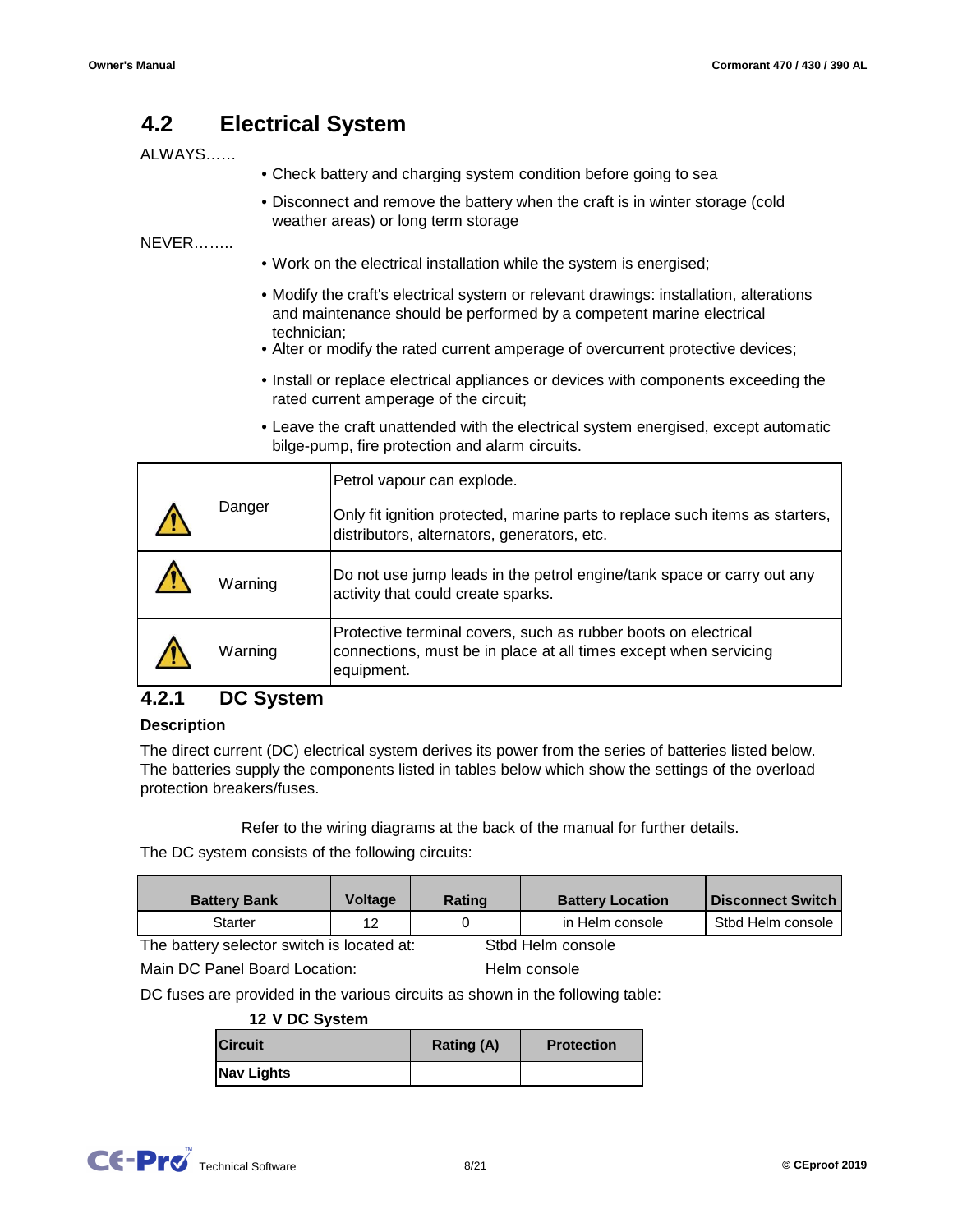## 4.2 Electrical System

ALWAYS……

- Check battery and charging system condition before going to sea
- Disconnect and remove the battery when the craft is in winter storage (cold weather areas) or long term storage

NEVER……..

- Work on the electrical installation while the system is energised;
- Modify the craft's electrical system or relevant drawings: installation, alterations and maintenance should be performed by a competent marine electrical technician;
- Alter or modify the rated current amperage of overcurrent protective devices;
- Install or replace electrical appliances or devices with components exceeding the rated current amperage of the circuit;
- Leave the craft unattended with the electrical system energised, except automatic bilge-pump, fire protection and alarm circuits.

| | |
|---|---|
| ⚠ Danger | Petrol vapour can explode.<br><br>Only fit ignition protected, marine parts to replace such items as starters, distributors, alternators, generators, etc. |
| ⚠ Warning | Do not use jump leads in the petrol engine/tank space or carry out any activity that could create sparks. |
| ⚠ Warning | Protective terminal covers, such as rubber boots on electrical connections, must be in place at all times except when servicing equipment. |

### 4.2.1 DC System

**Description**

The direct current (DC) electrical system derives its power from the series of batteries listed below. The batteries supply the components listed in tables below which show the settings of the overload protection breakers/fuses.

Refer to the wiring diagrams at the back of the manual for further details.

The DC system consists of the following circuits:

| Battery Bank | Voltage | Rating | Battery Location | Disconnect Switch |
|---|---|---|---|---|
| Starter | 12 | 0 | in Helm console | Stbd Helm console |

The battery selector switch is located at: Stbd Helm console

Main DC Panel Board Location: Helm console

DC fuses are provided in the various circuits as shown in the following table:

**12 V DC System**

| Circuit | Rating (A) | Protection |
|---|---|---|
| **Nav Lights** | | |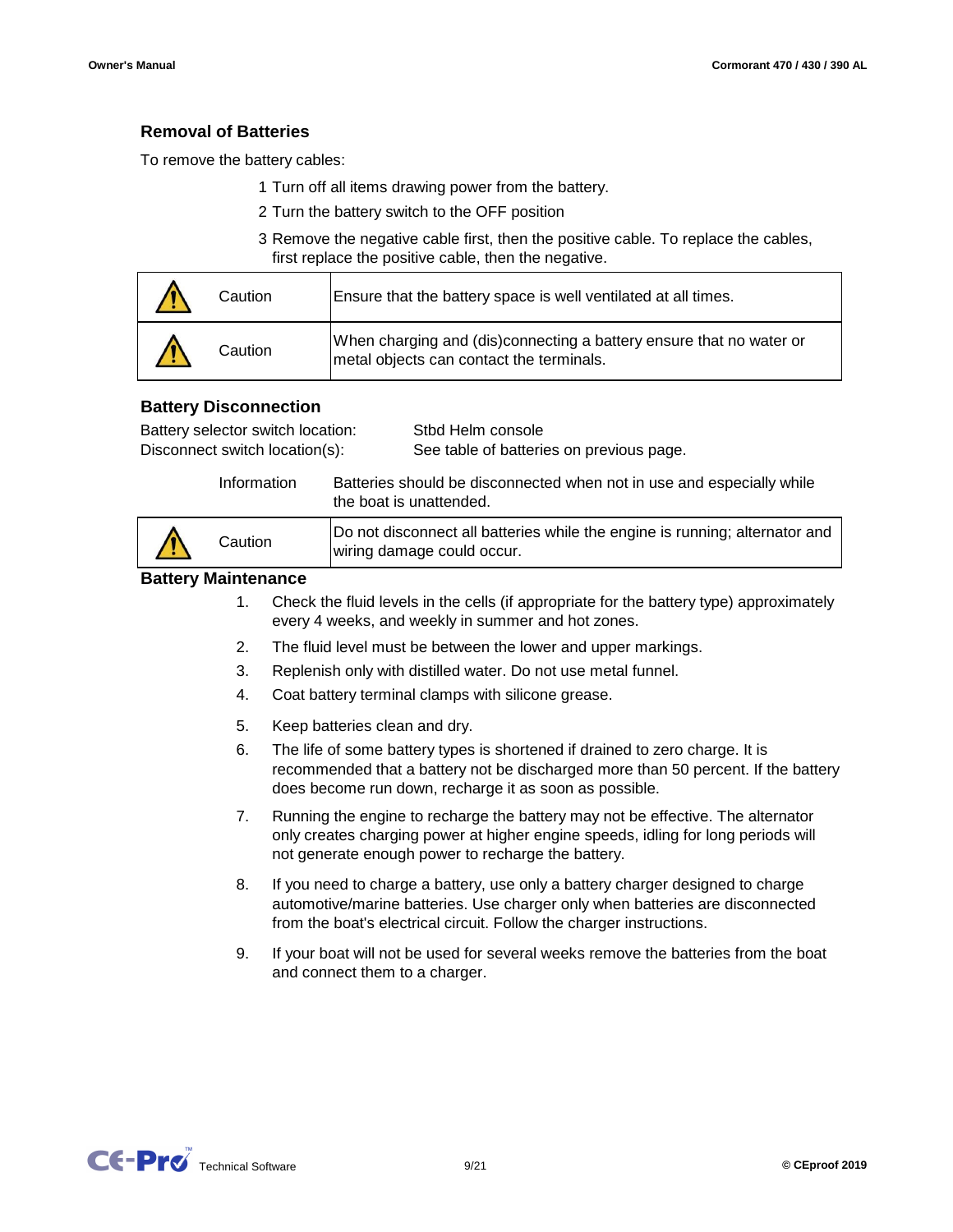## Removal of Batteries

To remove the battery cables:

1 Turn off all items drawing power from the battery.

2 Turn the battery switch to the OFF position

3 Remove the negative cable first, then the positive cable. To replace the cables, first replace the positive cable, then the negative.

| | |
|---|---|
| ⚠ Caution | Ensure that the battery space is well ventilated at all times. |
| ⚠ Caution | When charging and (dis)connecting a battery ensure that no water or metal objects can contact the terminals. |

### Battery Disconnection

Battery selector switch location: Stbd Helm console
Disconnect switch location(s): See table of batteries on previous page.

| | |
|---|---|
| Information | Batteries should be disconnected when not in use and especially while the boat is unattended. |

| | |
|---|---|
| ⚠ Caution | Do not disconnect all batteries while the engine is running; alternator and wiring damage could occur. |

### Battery Maintenance

1. Check the fluid levels in the cells (if appropriate for the battery type) approximately every 4 weeks, and weekly in summer and hot zones.
2. The fluid level must be between the lower and upper markings.
3. Replenish only with distilled water. Do not use metal funnel.
4. Coat battery terminal clamps with silicone grease.
5. Keep batteries clean and dry.
6. The life of some battery types is shortened if drained to zero charge. It is recommended that a battery not be discharged more than 50 percent. If the battery does become run down, recharge it as soon as possible.
7. Running the engine to recharge the battery may not be effective. The alternator only creates charging power at higher engine speeds, idling for long periods will not generate enough power to recharge the battery.
8. If you need to charge a battery, use only a battery charger designed to charge automotive/marine batteries. Use charger only when batteries are disconnected from the boat's electrical circuit. Follow the charger instructions.
9. If your boat will not be used for several weeks remove the batteries from the boat and connect them to a charger.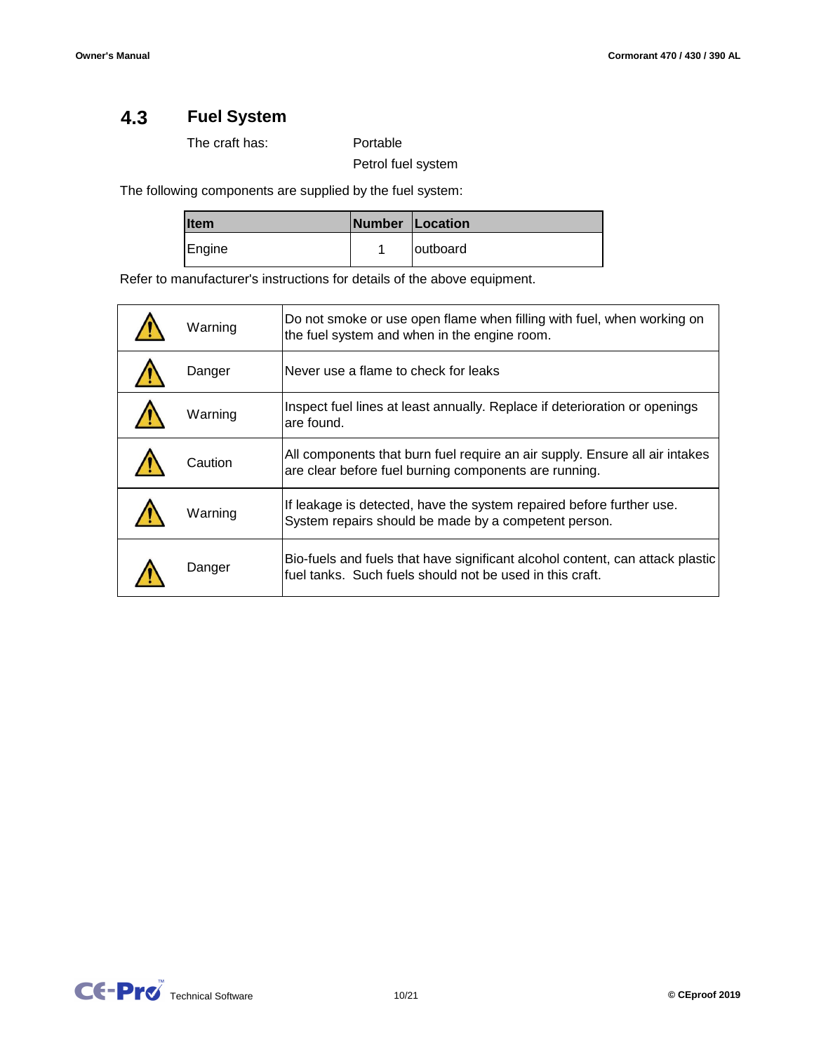## 4.3 Fuel System

The craft has: Portable
Petrol fuel system

The following components are supplied by the fuel system:

| Item | Number | Location |
|---|---|---|
| Engine | 1 | outboard |

Refer to manufacturer's instructions for details of the above equipment.

| | | |
|---|---|---|
| ⚠ | Warning | Do not smoke or use open flame when filling with fuel, when working on the fuel system and when in the engine room. |
| ⚠ | Danger | Never use a flame to check for leaks |
| ⚠ | Warning | Inspect fuel lines at least annually. Replace if deterioration or openings are found. |
| ⚠ | Caution | All components that burn fuel require an air supply. Ensure all air intakes are clear before fuel burning components are running. |
| ⚠ | Warning | If leakage is detected, have the system repaired before further use. System repairs should be made by a competent person. |
| ⚠ | Danger | Bio-fuels and fuels that have significant alcohol content, can attack plastic fuel tanks. Such fuels should not be used in this craft. |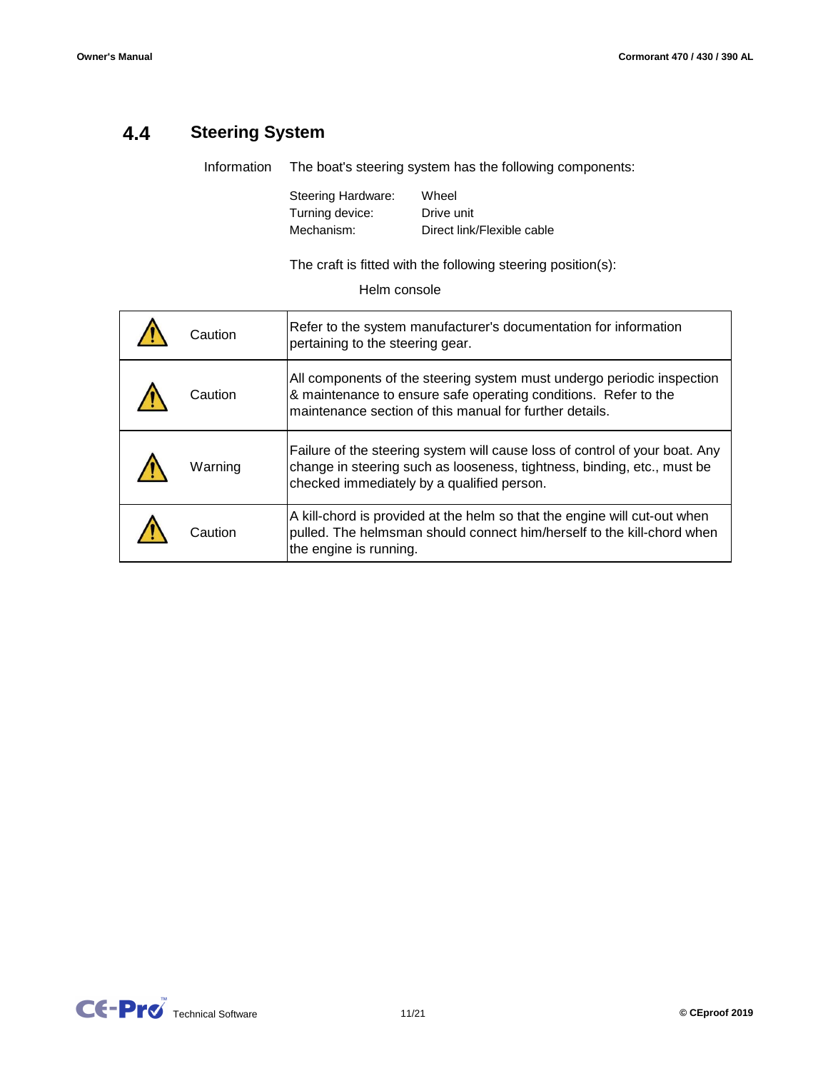## 4.4 Steering System

Information The boat's steering system has the following components:

| Steering Hardware: | Wheel |
|---|---|
| Turning device: | Drive unit |
| Mechanism: | Direct link/Flexible cable |

The craft is fitted with the following steering position(s):

Helm console

| | |
|---|---|
| ⚠ Caution | Refer to the system manufacturer's documentation for information pertaining to the steering gear. |
| ⚠ Caution | All components of the steering system must undergo periodic inspection & maintenance to ensure safe operating conditions. Refer to the maintenance section of this manual for further details. |
| ⚠ Warning | Failure of the steering system will cause loss of control of your boat. Any change in steering such as looseness, tightness, binding, etc., must be checked immediately by a qualified person. |
| ⚠ Caution | A kill-chord is provided at the helm so that the engine will cut-out when pulled. The helmsman should connect him/herself to the kill-chord when the engine is running. |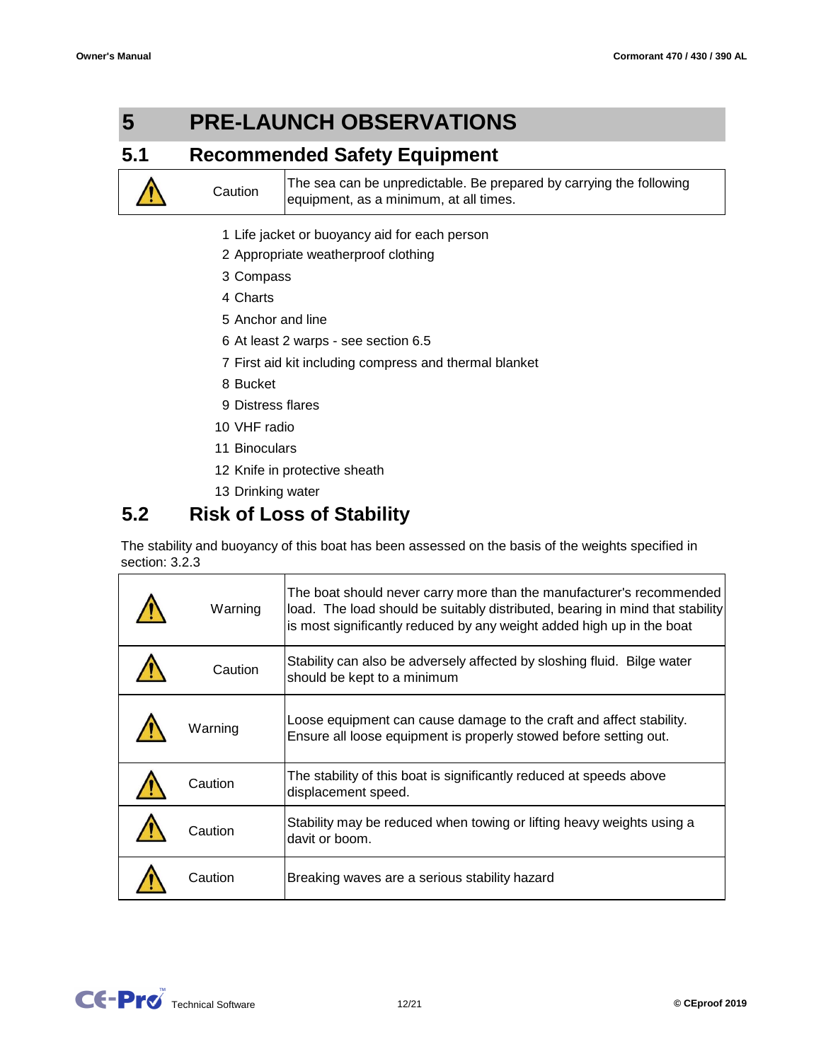# 5 PRE-LAUNCH OBSERVATIONS

## 5.1 Recommended Safety Equipment

| | Caution | The sea can be unpredictable. Be prepared by carrying the following equipment, as a minimum, at all times. |
|---|---|---|

1. Life jacket or buoyancy aid for each person
2. Appropriate weatherproof clothing
3. Compass
4. Charts
5. Anchor and line
6. At least 2 warps - see section 6.5
7. First aid kit including compress and thermal blanket
8. Bucket
9. Distress flares
10. VHF radio
11. Binoculars
12. Knife in protective sheath
13. Drinking water

## 5.2 Risk of Loss of Stability

The stability and buoyancy of this boat has been assessed on the basis of the weights specified in section: 3.2.3

| | | |
|---|---|---|
| | Warning | The boat should never carry more than the manufacturer's recommended load. The load should be suitably distributed, bearing in mind that stability is most significantly reduced by any weight added high up in the boat |
| | Caution | Stability can also be adversely affected by sloshing fluid. Bilge water should be kept to a minimum |
| | Warning | Loose equipment can cause damage to the craft and affect stability. Ensure all loose equipment is properly stowed before setting out. |
| | Caution | The stability of this boat is significantly reduced at speeds above displacement speed. |
| | Caution | Stability may be reduced when towing or lifting heavy weights using a davit or boom. |
| | Caution | Breaking waves are a serious stability hazard |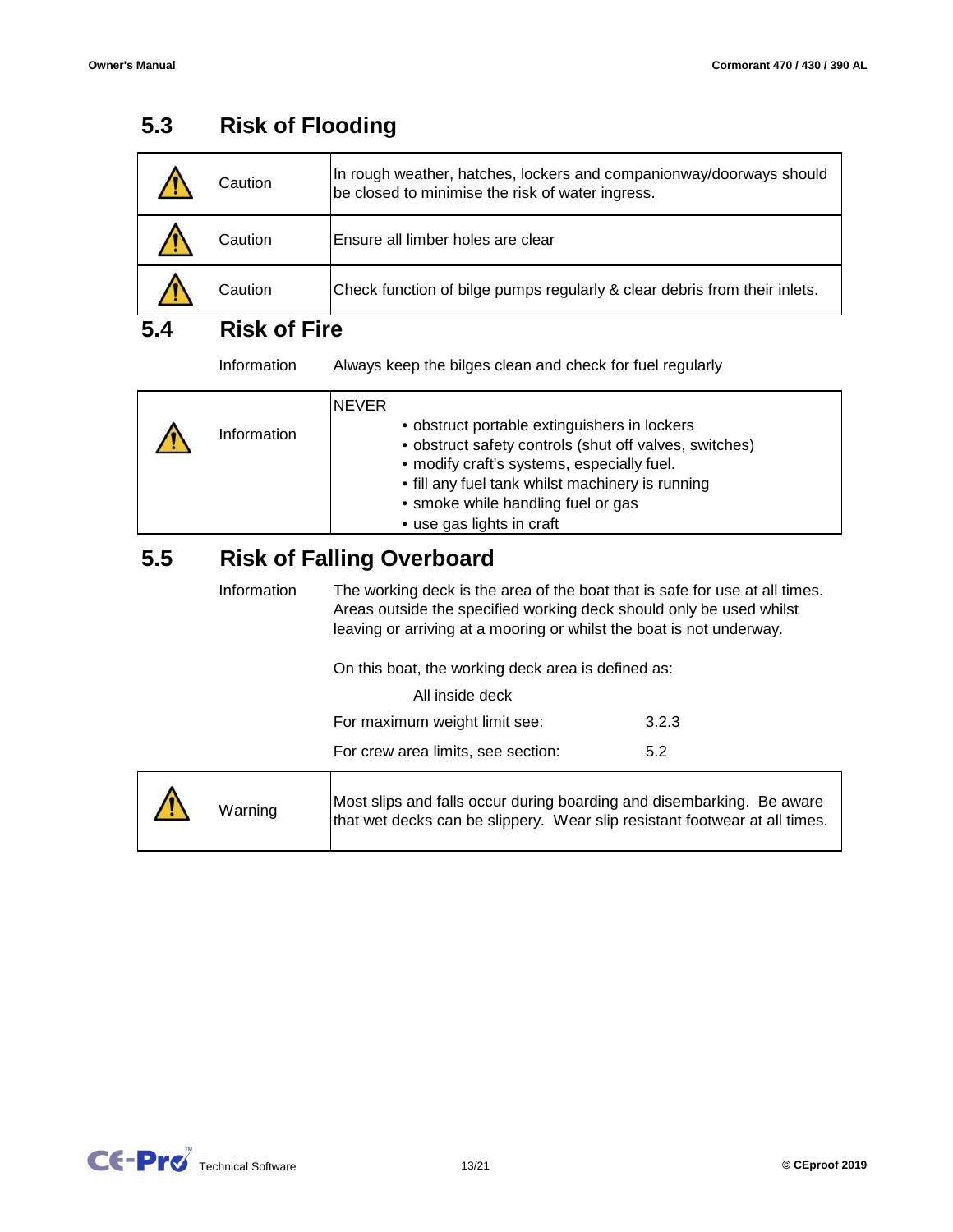## 5.3 Risk of Flooding

| | | |
|---|---|---|
| ⚠ | Caution | In rough weather, hatches, lockers and companionway/doorways should be closed to minimise the risk of water ingress. |
| ⚠ | Caution | Ensure all limber holes are clear |
| ⚠ | Caution | Check function of bilge pumps regularly & clear debris from their inlets. |

## 5.4 Risk of Fire

Information Always keep the bilges clean and check for fuel regularly

| | | |
|---|---|---|
| ⚠ | Information | NEVER<br>• obstruct portable extinguishers in lockers<br>• obstruct safety controls (shut off valves, switches)<br>• modify craft's systems, especially fuel.<br>• fill any fuel tank whilst machinery is running<br>• smoke while handling fuel or gas<br>• use gas lights in craft |

## 5.5 Risk of Falling Overboard

Information The working deck is the area of the boat that is safe for use at all times. Areas outside the specified working deck should only be used whilst leaving or arriving at a mooring or whilst the boat is not underway.

On this boat, the working deck area is defined as:

All inside deck

For maximum weight limit see: 3.2.3

For crew area limits, see section: 5.2

| | | |
|---|---|---|
| ⚠ | Warning | Most slips and falls occur during boarding and disembarking. Be aware that wet decks can be slippery. Wear slip resistant footwear at all times. |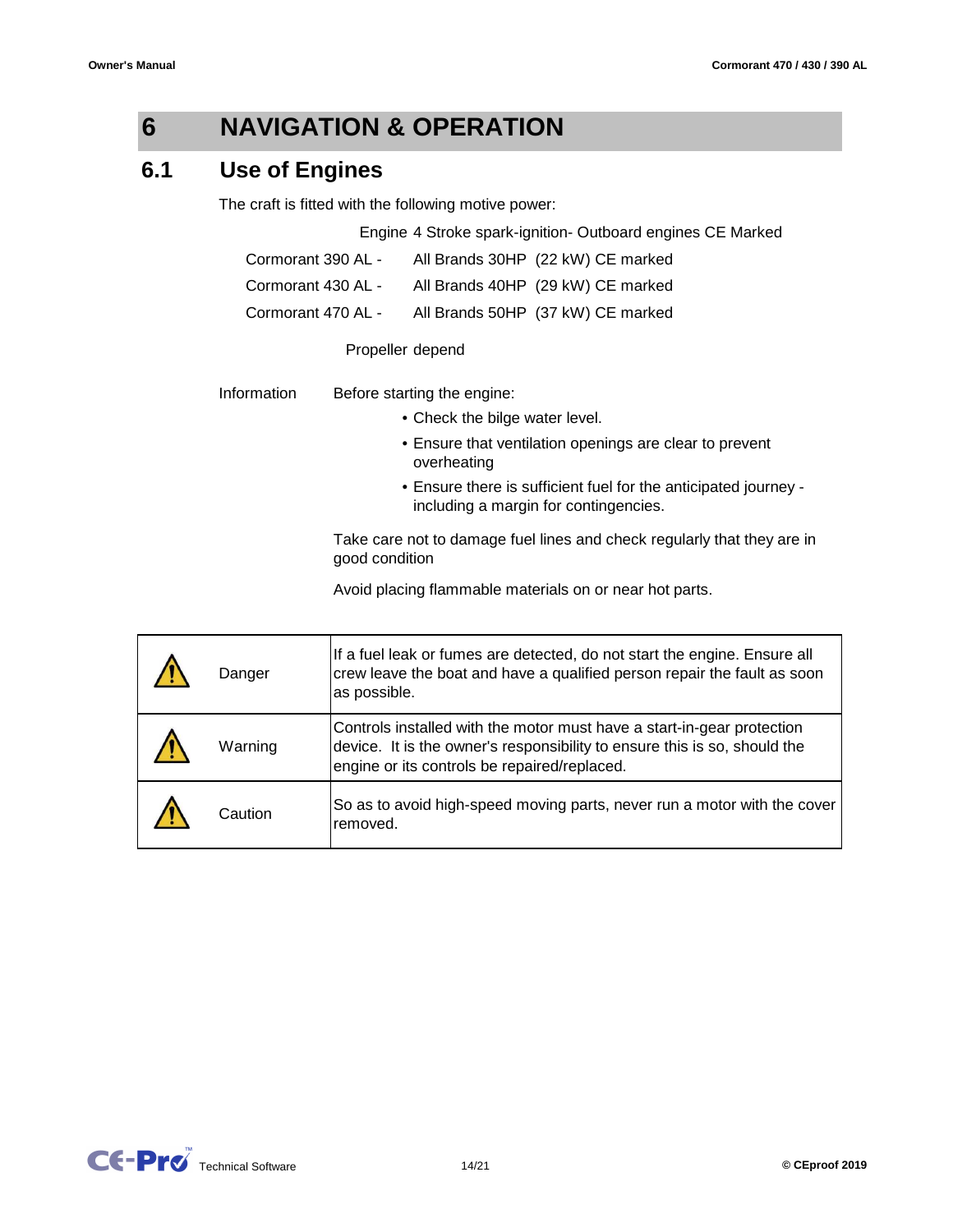# 6 NAVIGATION & OPERATION

## 6.1 Use of Engines

The craft is fitted with the following motive power:

| | Engine 4 Stroke spark-ignition- Outboard engines CE Marked |
|---|---|
| Cormorant 390 AL - | All Brands 30HP (22 kW) CE marked |
| Cormorant 430 AL - | All Brands 40HP (29 kW) CE marked |
| Cormorant 470 AL - | All Brands 50HP (37 kW) CE marked |

Propeller depend

Information Before starting the engine:

- Check the bilge water level.
- Ensure that ventilation openings are clear to prevent overheating
- Ensure there is sufficient fuel for the anticipated journey - including a margin for contingencies.

Take care not to damage fuel lines and check regularly that they are in good condition

Avoid placing flammable materials on or near hot parts.

| | |
|---|---|
| ⚠ Danger | If a fuel leak or fumes are detected, do not start the engine. Ensure all crew leave the boat and have a qualified person repair the fault as soon as possible. |
| ⚠ Warning | Controls installed with the motor must have a start-in-gear protection device. It is the owner's responsibility to ensure this is so, should the engine or its controls be repaired/replaced. |
| ⚠ Caution | So as to avoid high-speed moving parts, never run a motor with the cover removed. |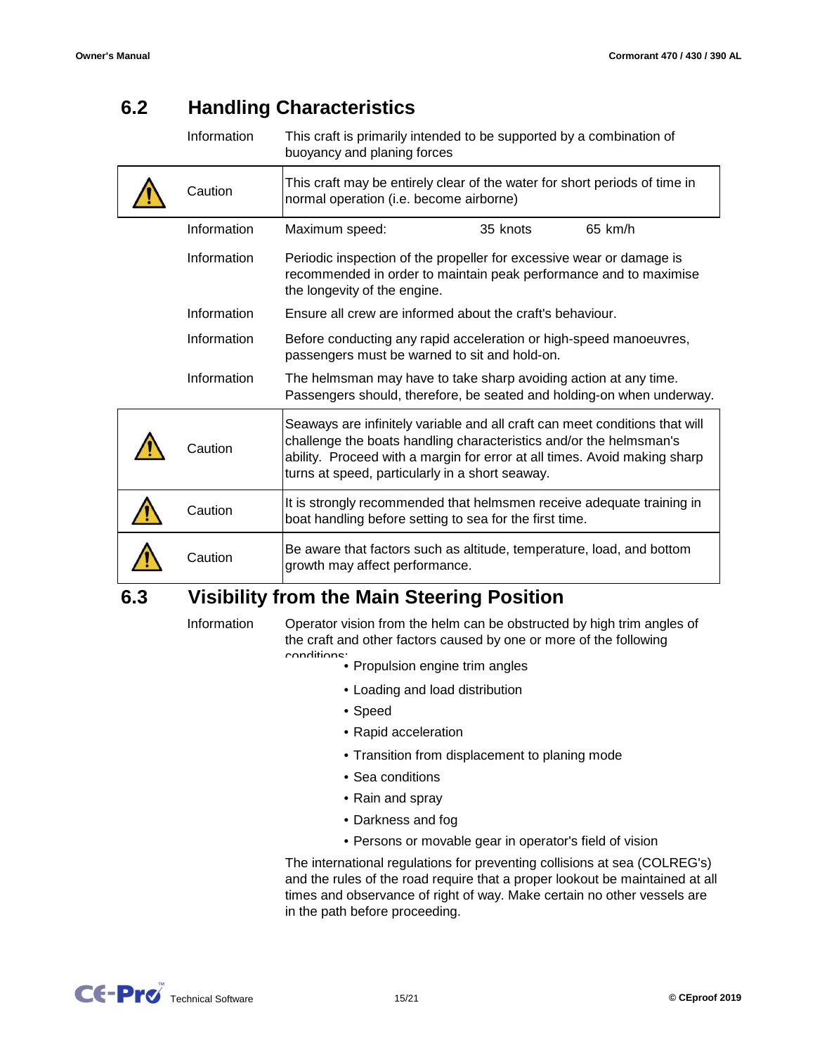## 6.2 Handling Characteristics

| | | |
|---|---|---|
| | Information | This craft is primarily intended to be supported by a combination of buoyancy and planing forces |
| ⚠ | Caution | This craft may be entirely clear of the water for short periods of time in normal operation (i.e. become airborne) |
| | Information | Maximum speed: 35 knots 65 km/h |
| | Information | Periodic inspection of the propeller for excessive wear or damage is recommended in order to maintain peak performance and to maximise the longevity of the engine. |
| | Information | Ensure all crew are informed about the craft's behaviour. |
| | Information | Before conducting any rapid acceleration or high-speed manoeuvres, passengers must be warned to sit and hold-on. |
| | Information | The helmsman may have to take sharp avoiding action at any time. Passengers should, therefore, be seated and holding-on when underway. |
| ⚠ | Caution | Seaways are infinitely variable and all craft can meet conditions that will challenge the boats handling characteristics and/or the helmsman's ability. Proceed with a margin for error at all times. Avoid making sharp turns at speed, particularly in a short seaway. |
| ⚠ | Caution | It is strongly recommended that helmsmen receive adequate training in boat handling before setting to sea for the first time. |
| ⚠ | Caution | Be aware that factors such as altitude, temperature, load, and bottom growth may affect performance. |

## 6.3 Visibility from the Main Steering Position

Information

Operator vision from the helm can be obstructed by high trim angles of the craft and other factors caused by one or more of the following conditions:

- Propulsion engine trim angles
- Loading and load distribution
- Speed
- Rapid acceleration
- Transition from displacement to planing mode
- Sea conditions
- Rain and spray
- Darkness and fog
- Persons or movable gear in operator's field of vision

The international regulations for preventing collisions at sea (COLREG's) and the rules of the road require that a proper lookout be maintained at all times and observance of right of way. Make certain no other vessels are in the path before proceeding.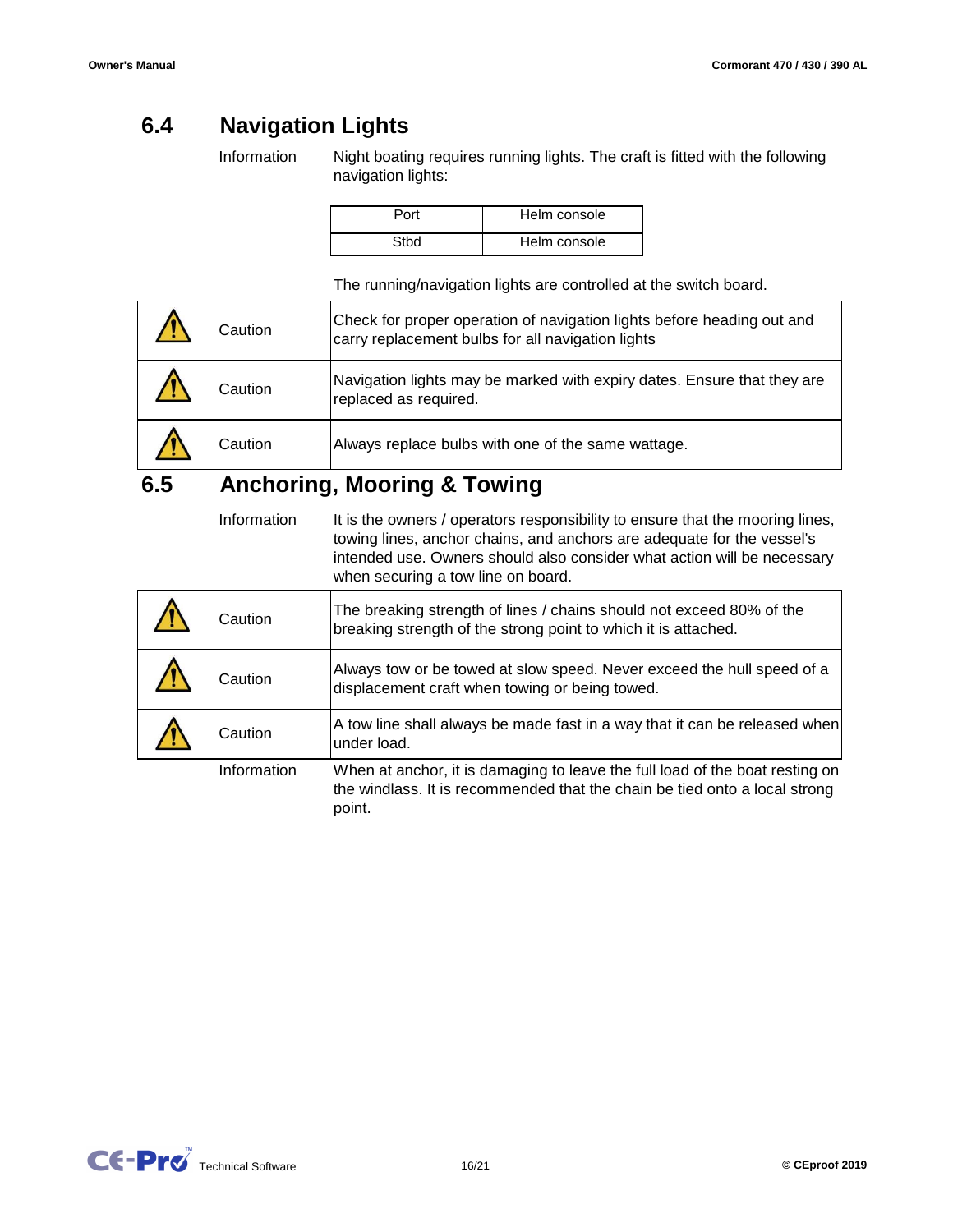## 6.4 Navigation Lights

Information — Night boating requires running lights. The craft is fitted with the following navigation lights:

| Port | Helm console |
|---|---|
| Stbd | Helm console |

The running/navigation lights are controlled at the switch board.

| | | |
|---|---|---|
| ⚠ | Caution | Check for proper operation of navigation lights before heading out and carry replacement bulbs for all navigation lights |
| ⚠ | Caution | Navigation lights may be marked with expiry dates. Ensure that they are replaced as required. |
| ⚠ | Caution | Always replace bulbs with one of the same wattage. |

## 6.5 Anchoring, Mooring & Towing

Information — It is the owners / operators responsibility to ensure that the mooring lines, towing lines, anchor chains, and anchors are adequate for the vessel's intended use. Owners should also consider what action will be necessary when securing a tow line on board.

| | | |
|---|---|---|
| ⚠ | Caution | The breaking strength of lines / chains should not exceed 80% of the breaking strength of the strong point to which it is attached. |
| ⚠ | Caution | Always tow or be towed at slow speed. Never exceed the hull speed of a displacement craft when towing or being towed. |
| ⚠ | Caution | A tow line shall always be made fast in a way that it can be released when under load. |

Information — When at anchor, it is damaging to leave the full load of the boat resting on the windlass. It is recommended that the chain be tied onto a local strong point.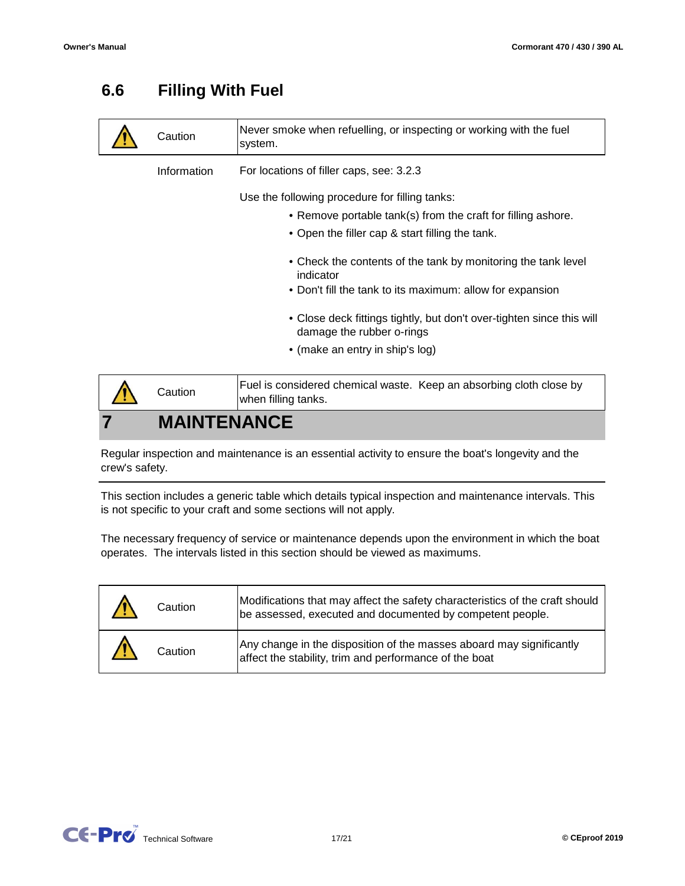## 6.6 Filling With Fuel

| | | |
|---|---|---|
| ⚠ | Caution | Never smoke when refuelling, or inspecting or working with the fuel system. |

Information — For locations of filler caps, see: 3.2.3

Use the following procedure for filling tanks:

- Remove portable tank(s) from the craft for filling ashore.
- Open the filler cap & start filling the tank.
- Check the contents of the tank by monitoring the tank level indicator
- Don't fill the tank to its maximum: allow for expansion
- Close deck fittings tightly, but don't over-tighten since this will damage the rubber o-rings
- (make an entry in ship's log)

| | | |
|---|---|---|
| ⚠ | Caution | Fuel is considered chemical waste. Keep an absorbing cloth close by when filling tanks. |

# 7 MAINTENANCE

Regular inspection and maintenance is an essential activity to ensure the boat's longevity and the crew's safety.

This section includes a generic table which details typical inspection and maintenance intervals. This is not specific to your craft and some sections will not apply.

The necessary frequency of service or maintenance depends upon the environment in which the boat operates. The intervals listed in this section should be viewed as maximums.

| | | |
|---|---|---|
| ⚠ | Caution | Modifications that may affect the safety characteristics of the craft should be assessed, executed and documented by competent people. |
| ⚠ | Caution | Any change in the disposition of the masses aboard may significantly affect the stability, trim and performance of the boat |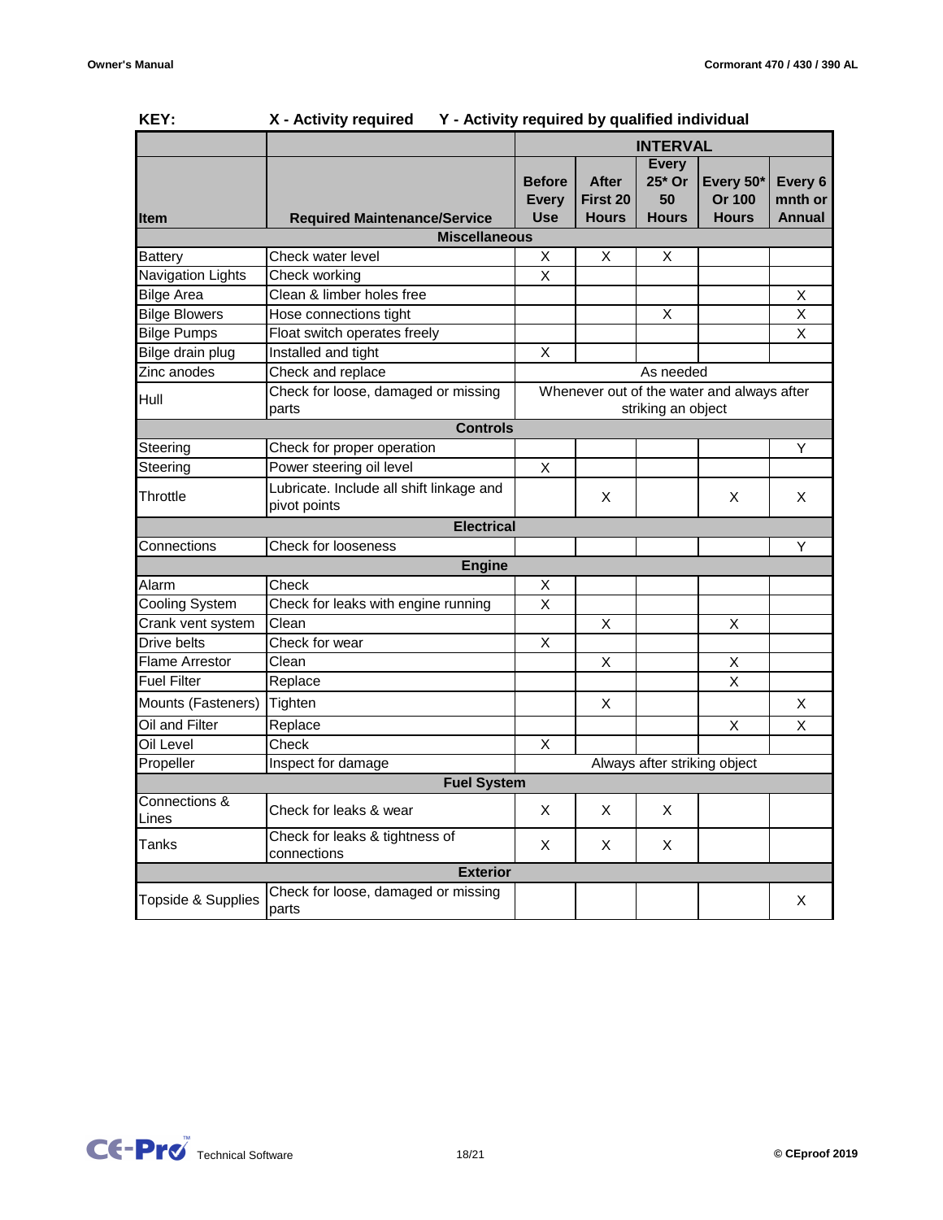**KEY: X - Activity required Y - Activity required by qualified individual**

| Item | Required Maintenance/Service | INTERVAL | | | | |
|---|---|---|---|---|---|---|
| | | Before Every Use | After First 20 Hours | Every 25* Or 50 Hours | Every 50* Or 100 Hours | Every 6 mnth or Annual |
| **Miscellaneous** | | | | | | |
| Battery | Check water level | X | X | X | | |
| Navigation Lights | Check working | X | | | | |
| Bilge Area | Clean & limber holes free | | | | | X |
| Bilge Blowers | Hose connections tight | | | X | | X |
| Bilge Pumps | Float switch operates freely | | | | | X |
| Bilge drain plug | Installed and tight | X | | | | |
| Zinc anodes | Check and replace | As needed | | | | |
| Hull | Check for loose, damaged or missing parts | Whenever out of the water and always after striking an object | | | | |
| **Controls** | | | | | | |
| Steering | Check for proper operation | | | | | Y |
| Steering | Power steering oil level | X | | | | |
| Throttle | Lubricate. Include all shift linkage and pivot points | | X | | X | X |
| **Electrical** | | | | | | |
| Connections | Check for looseness | | | | | Y |
| **Engine** | | | | | | |
| Alarm | Check | X | | | | |
| Cooling System | Check for leaks with engine running | X | | | | |
| Crank vent system | Clean | | X | | X | |
| Drive belts | Check for wear | X | | | | |
| Flame Arrestor | Clean | | X | | X | |
| Fuel Filter | Replace | | | | X | |
| Mounts (Fasteners) | Tighten | | X | | | X |
| Oil and Filter | Replace | | | | X | X |
| Oil Level | Check | X | | | | |
| Propeller | Inspect for damage | Always after striking object | | | | |
| **Fuel System** | | | | | | |
| Connections & Lines | Check for leaks & wear | X | X | X | | |
| Tanks | Check for leaks & tightness of connections | X | X | X | | |
| **Exterior** | | | | | | |
| Topside & Supplies | Check for loose, damaged or missing parts | | | | | X |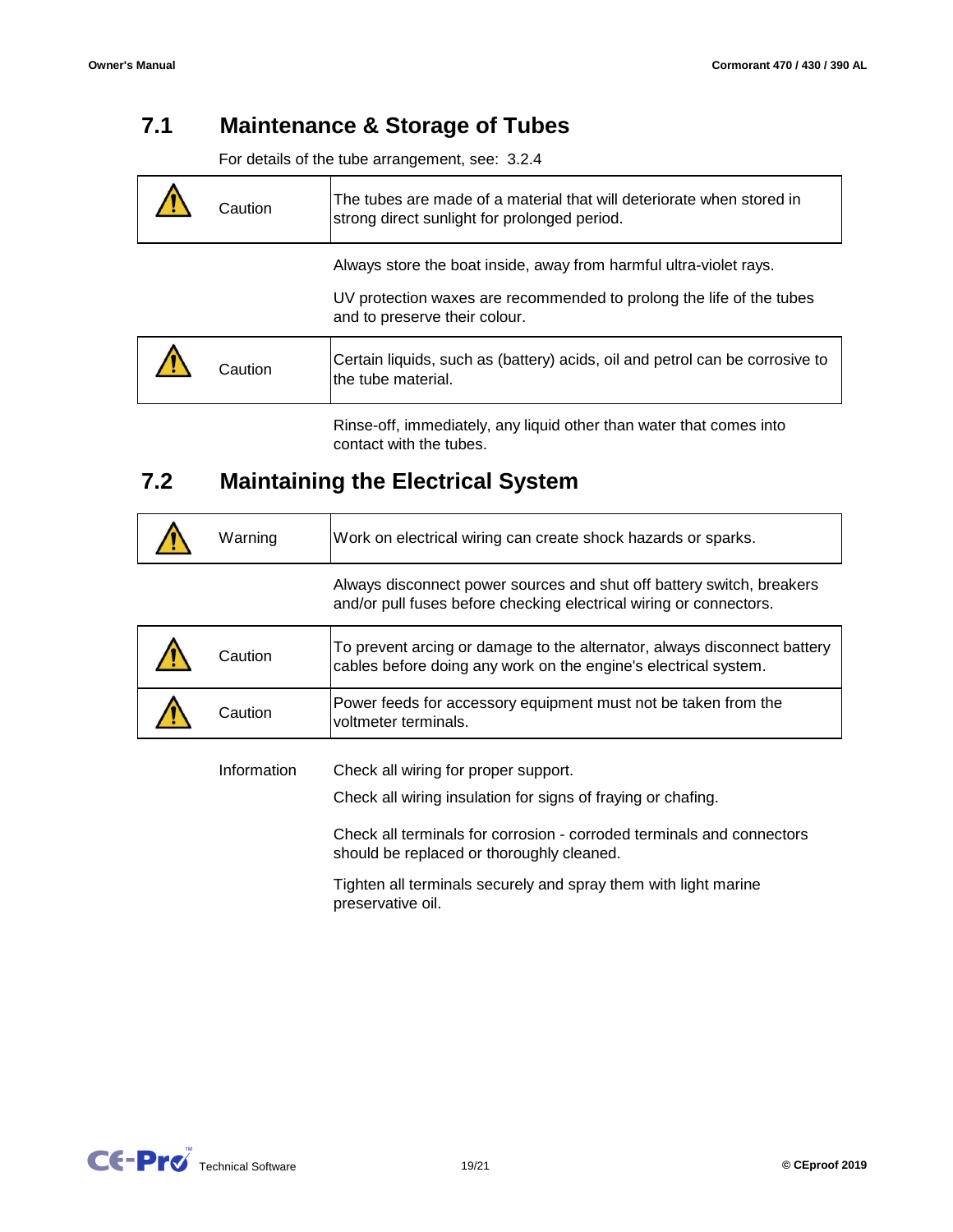## 7.1 Maintenance & Storage of Tubes

For details of the tube arrangement, see: 3.2.4

| | | |
|---|---|---|
| ⚠ | Caution | The tubes are made of a material that will deteriorate when stored in strong direct sunlight for prolonged period. |

Always store the boat inside, away from harmful ultra-violet rays.

UV protection waxes are recommended to prolong the life of the tubes and to preserve their colour.

| | | |
|---|---|---|
| ⚠ | Caution | Certain liquids, such as (battery) acids, oil and petrol can be corrosive to the tube material. |

Rinse-off, immediately, any liquid other than water that comes into contact with the tubes.

## 7.2 Maintaining the Electrical System

| | | |
|---|---|---|
| ⚠ | Warning | Work on electrical wiring can create shock hazards or sparks. |

Always disconnect power sources and shut off battery switch, breakers and/or pull fuses before checking electrical wiring or connectors.

| | | |
|---|---|---|
| ⚠ | Caution | To prevent arcing or damage to the alternator, always disconnect battery cables before doing any work on the engine's electrical system. |
| ⚠ | Caution | Power feeds for accessory equipment must not be taken from the voltmeter terminals. |

Information

Check all wiring for proper support.

Check all wiring insulation for signs of fraying or chafing.

Check all terminals for corrosion - corroded terminals and connectors should be replaced or thoroughly cleaned.

Tighten all terminals securely and spray them with light marine preservative oil.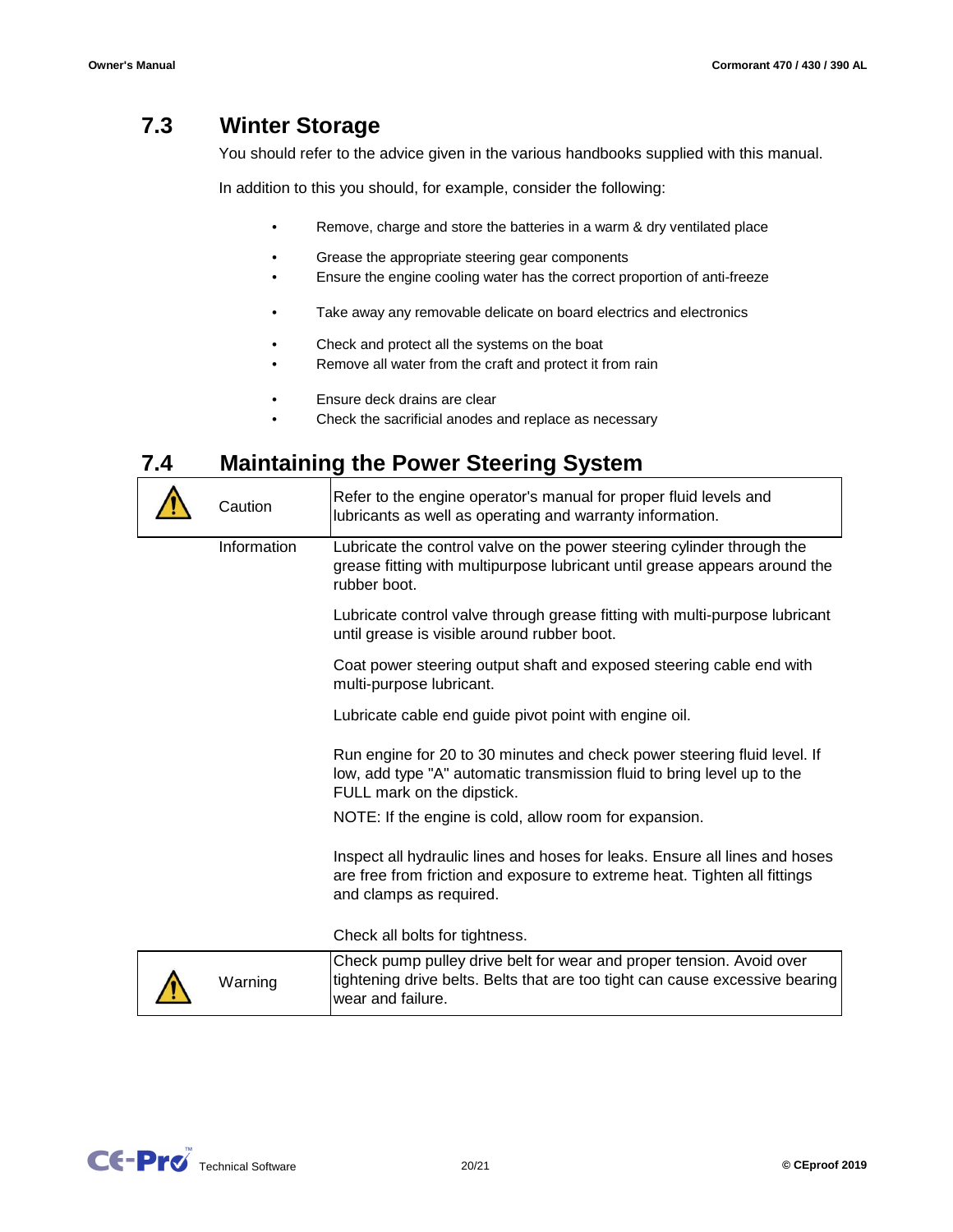## 7.3 Winter Storage

You should refer to the advice given in the various handbooks supplied with this manual.

In addition to this you should, for example, consider the following:

- Remove, charge and store the batteries in a warm & dry ventilated place
- Grease the appropriate steering gear components
- Ensure the engine cooling water has the correct proportion of anti-freeze
- Take away any removable delicate on board electrics and electronics
- Check and protect all the systems on the boat
- Remove all water from the craft and protect it from rain
- Ensure deck drains are clear
- Check the sacrificial anodes and replace as necessary

## 7.4 Maintaining the Power Steering System

| | | |
|---|---|---|
| ⚠ | Caution | Refer to the engine operator's manual for proper fluid levels and lubricants as well as operating and warranty information. |
| | Information | Lubricate the control valve on the power steering cylinder through the grease fitting with multipurpose lubricant until grease appears around the rubber boot.<br><br>Lubricate control valve through grease fitting with multi-purpose lubricant until grease is visible around rubber boot.<br><br>Coat power steering output shaft and exposed steering cable end with multi-purpose lubricant.<br><br>Lubricate cable end guide pivot point with engine oil.<br><br>Run engine for 20 to 30 minutes and check power steering fluid level. If low, add type "A" automatic transmission fluid to bring level up to the FULL mark on the dipstick.<br>NOTE: If the engine is cold, allow room for expansion.<br><br>Inspect all hydraulic lines and hoses for leaks. Ensure all lines and hoses are free from friction and exposure to extreme heat. Tighten all fittings and clamps as required.<br><br>Check all bolts for tightness. |
| ⚠ | Warning | Check pump pulley drive belt for wear and proper tension. Avoid over tightening drive belts. Belts that are too tight can cause excessive bearing wear and failure. |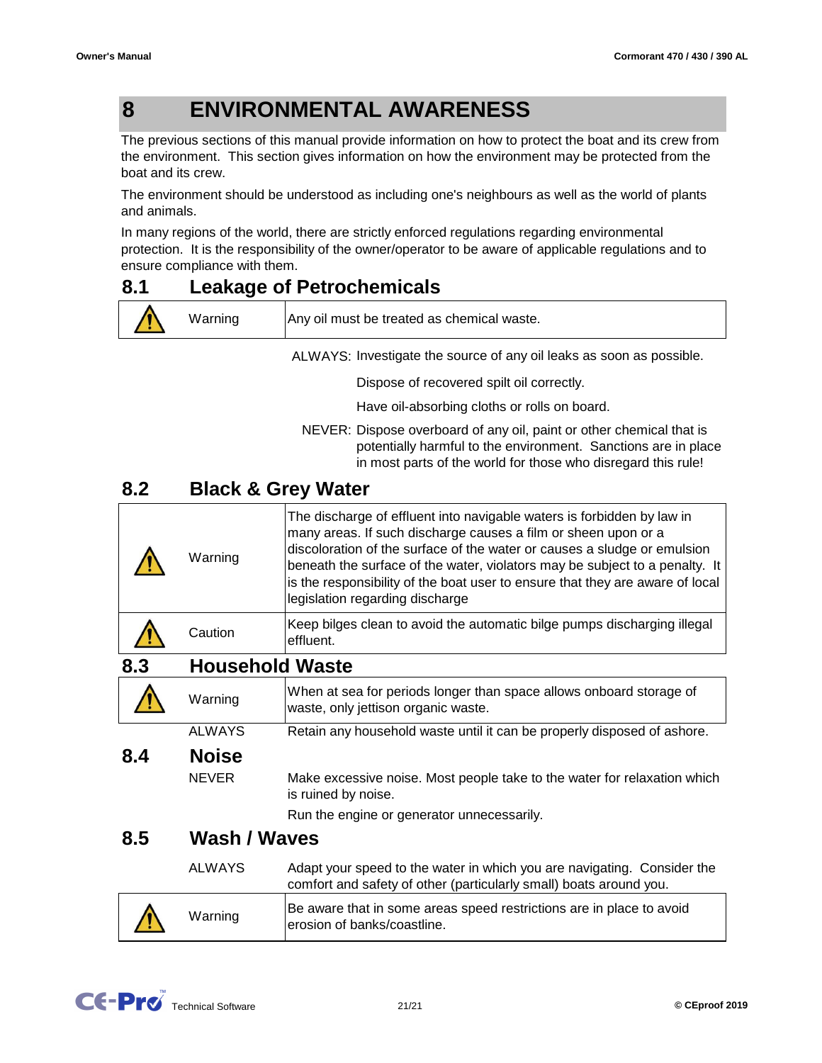# 8 ENVIRONMENTAL AWARENESS

The previous sections of this manual provide information on how to protect the boat and its crew from the environment. This section gives information on how the environment may be protected from the boat and its crew.

The environment should be understood as including one's neighbours as well as the world of plants and animals.

In many regions of the world, there are strictly enforced regulations regarding environmental protection. It is the responsibility of the owner/operator to be aware of applicable regulations and to ensure compliance with them.

## 8.1 Leakage of Petrochemicals

| | | |
|---|---|---|
| ⚠ | Warning | Any oil must be treated as chemical waste. |

ALWAYS: Investigate the source of any oil leaks as soon as possible.

Dispose of recovered spilt oil correctly.

Have oil-absorbing cloths or rolls on board.

NEVER: Dispose overboard of any oil, paint or other chemical that is potentially harmful to the environment. Sanctions are in place in most parts of the world for those who disregard this rule!

## 8.2 Black & Grey Water

| | | |
|---|---|---|
| ⚠ | Warning | The discharge of effluent into navigable waters is forbidden by law in many areas. If such discharge causes a film or sheen upon or a discoloration of the surface of the water or causes a sludge or emulsion beneath the surface of the water, violators may be subject to a penalty. It is the responsibility of the boat user to ensure that they are aware of local legislation regarding discharge |
| ⚠ | Caution | Keep bilges clean to avoid the automatic bilge pumps discharging illegal effluent. |

## 8.3 Household Waste

| | | |
|---|---|---|
| ⚠ | Warning | When at sea for periods longer than space allows onboard storage of waste, only jettison organic waste. |

ALWAYS Retain any household waste until it can be properly disposed of ashore.

## 8.4 Noise

NEVER Make excessive noise. Most people take to the water for relaxation which is ruined by noise.

Run the engine or generator unnecessarily.

## 8.5 Wash / Waves

ALWAYS Adapt your speed to the water in which you are navigating. Consider the comfort and safety of other (particularly small) boats around you.

| | | |
|---|---|---|
| ⚠ | Warning | Be aware that in some areas speed restrictions are in place to avoid erosion of banks/coastline. |